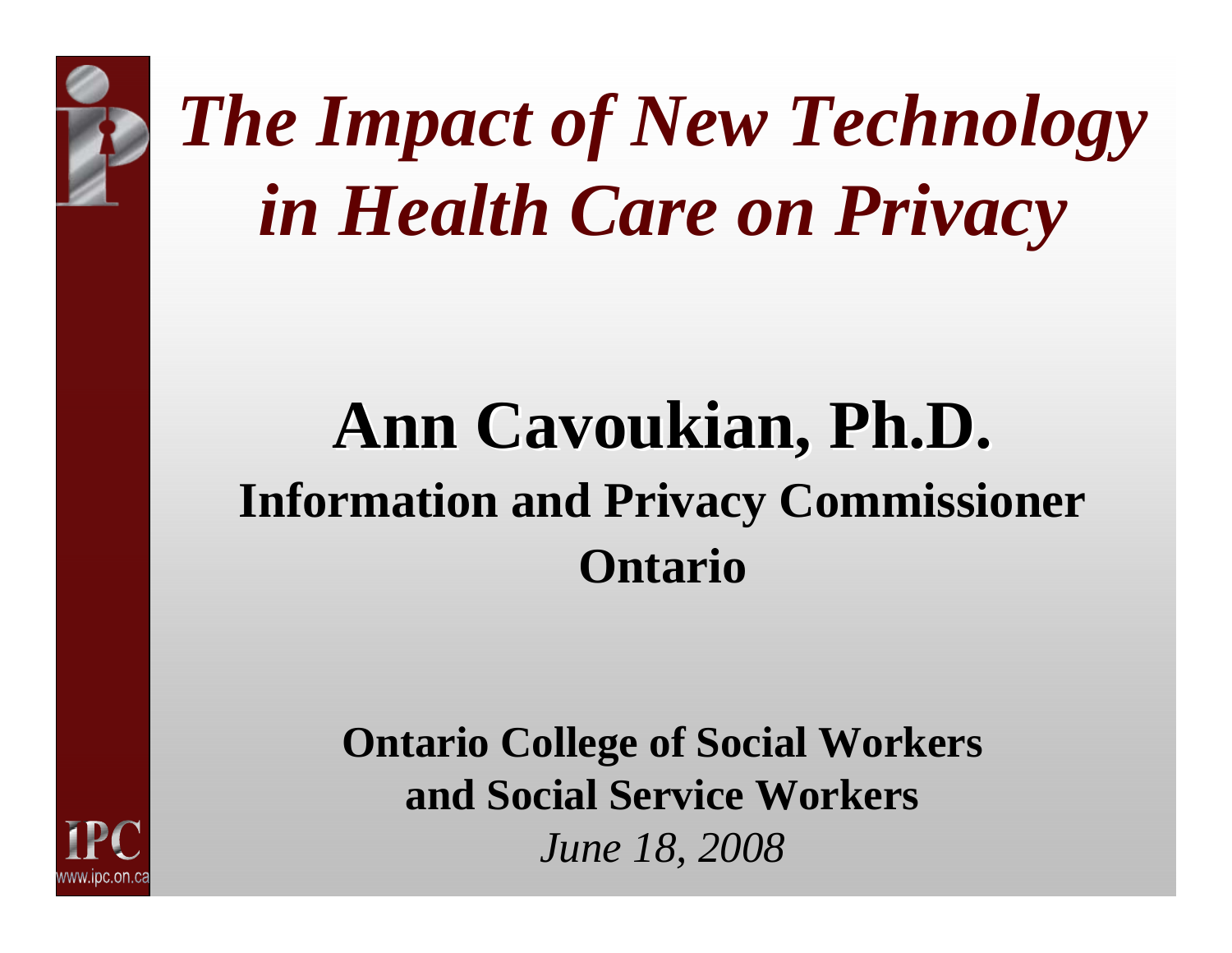# *The Impact of New Technology in Health Care on Privacy*

## Ann Cavoukian, Ph.D.

**Information and Privacy Commissioner**
**Ontario**

**Ontario College of Social Workers and Social Service Workers**
*June 18, 2008*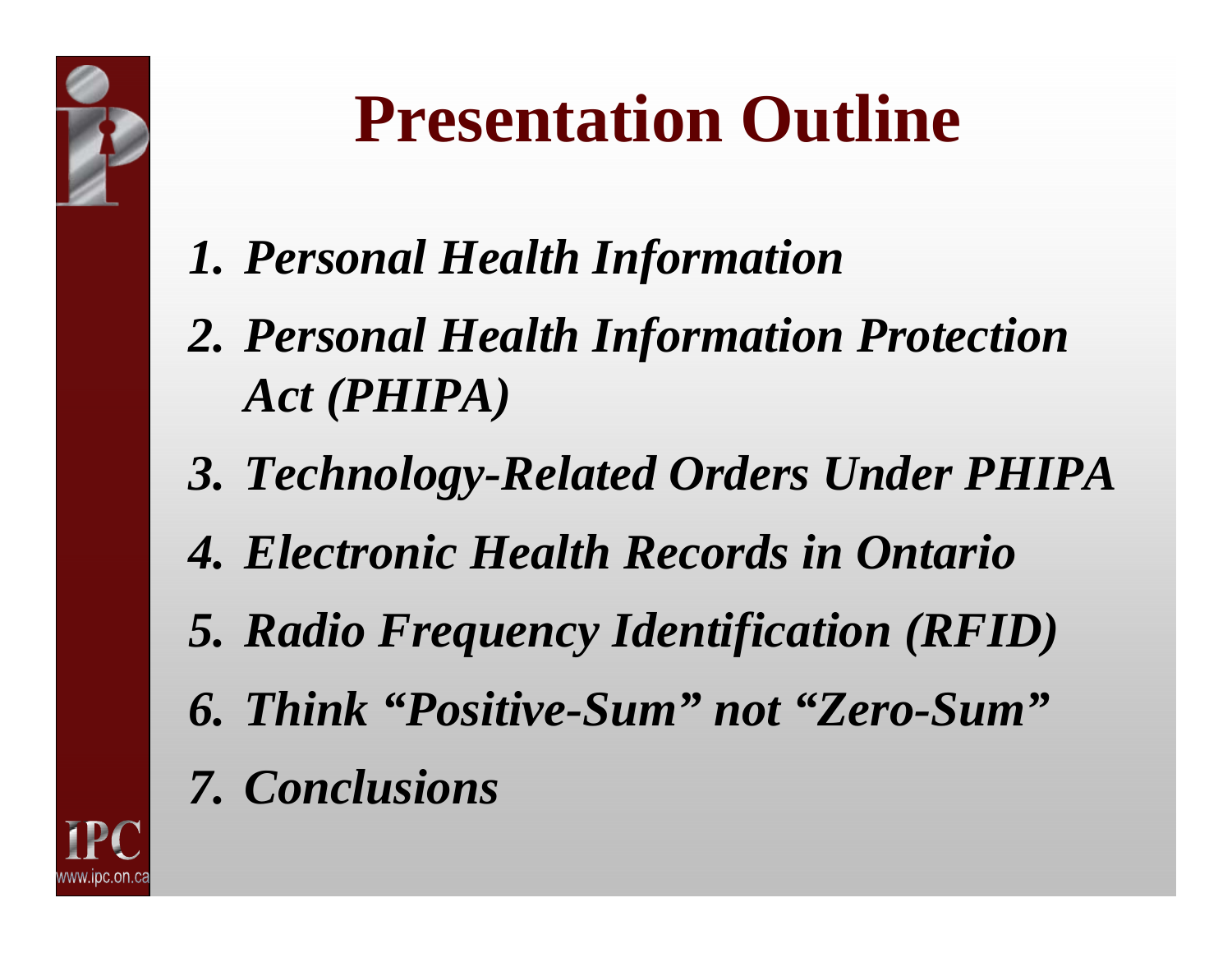# Presentation Outline

1. *Personal Health Information*
2. *Personal Health Information Protection Act (PHIPA)*
3. *Technology-Related Orders Under PHIPA*
4. *Electronic Health Records in Ontario*
5. *Radio Frequency Identification (RFID)*
6. *Think "Positive-Sum" not "Zero-Sum"*
7. *Conclusions*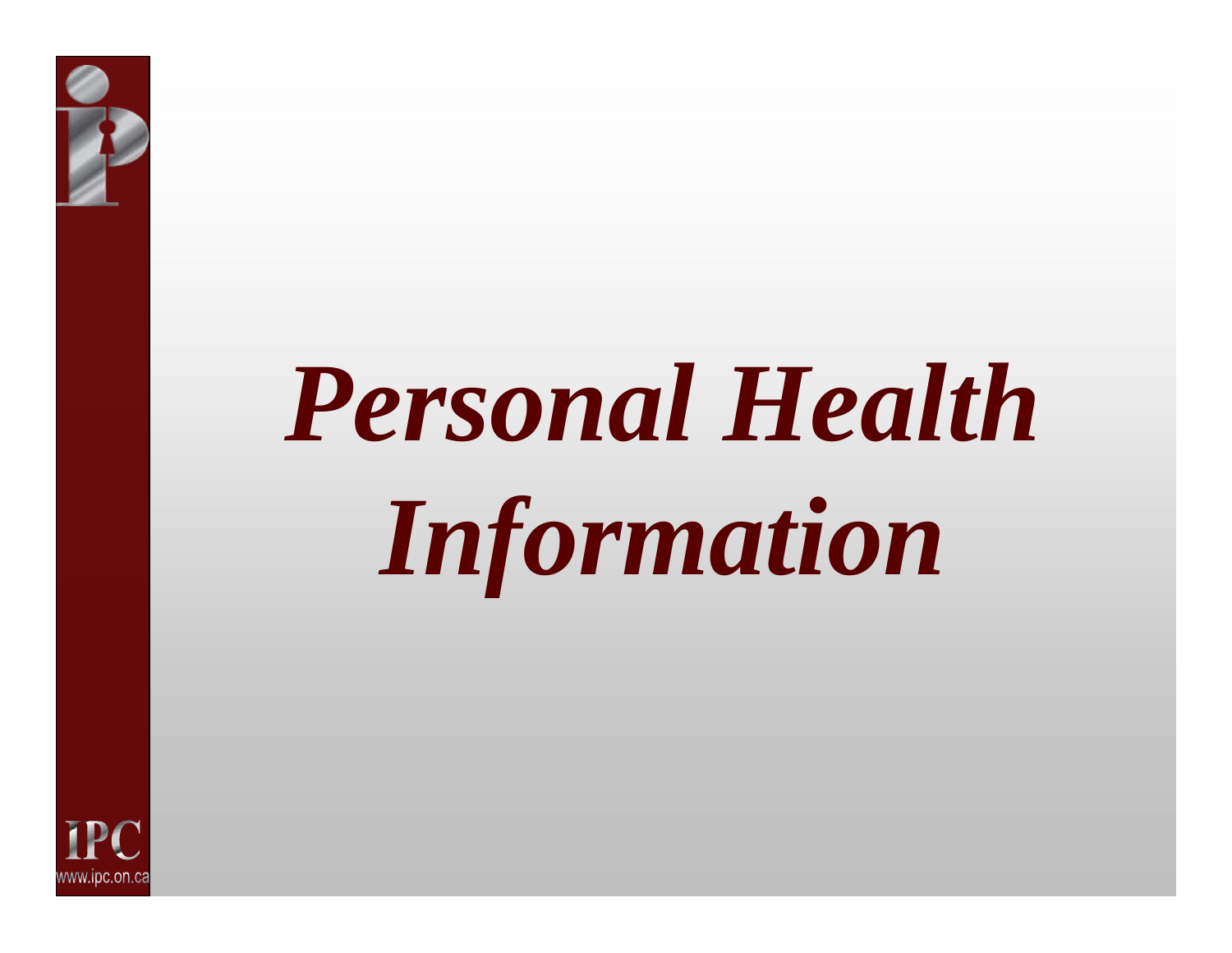# *Personal Health Information*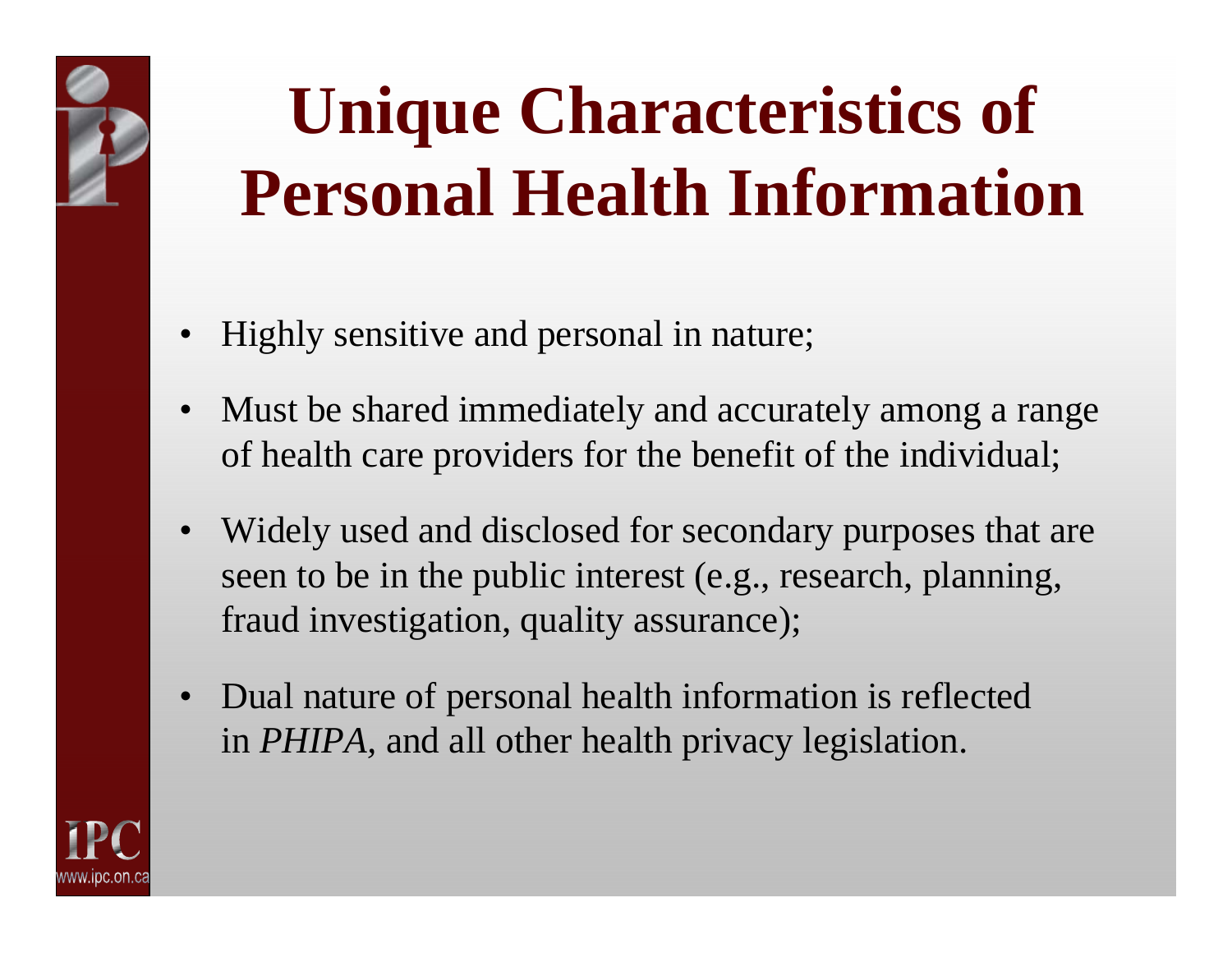# Unique Characteristics of Personal Health Information

- Highly sensitive and personal in nature;
- Must be shared immediately and accurately among a range of health care providers for the benefit of the individual;
- Widely used and disclosed for secondary purposes that are seen to be in the public interest (e.g., research, planning, fraud investigation, quality assurance);
- Dual nature of personal health information is reflected in *PHIPA*, and all other health privacy legislation.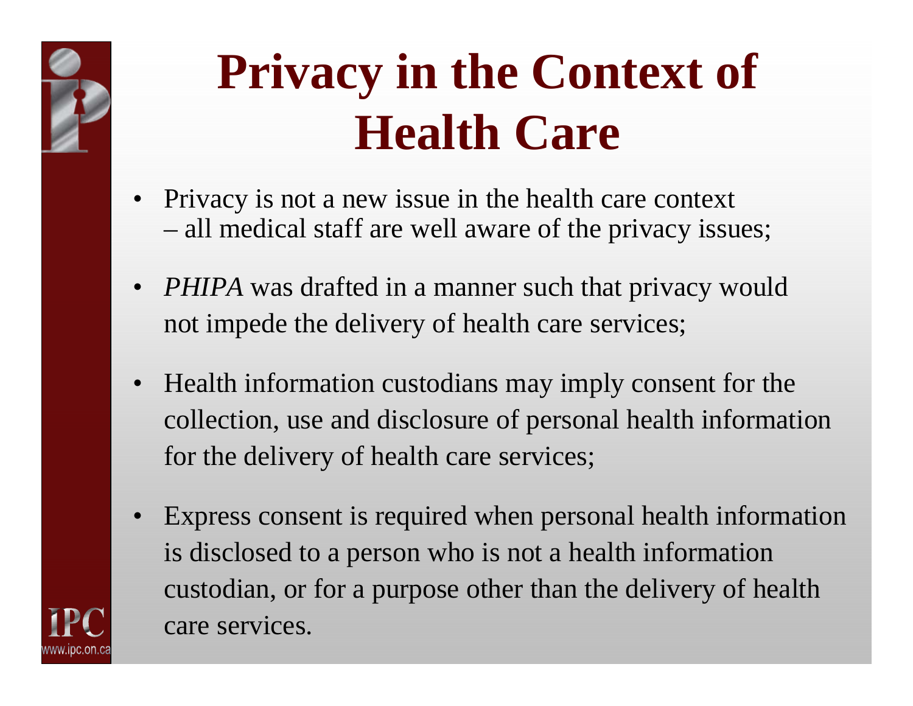# Privacy in the Context of Health Care

- Privacy is not a new issue in the health care context – all medical staff are well aware of the privacy issues;
- *PHIPA* was drafted in a manner such that privacy would not impede the delivery of health care services;
- Health information custodians may imply consent for the collection, use and disclosure of personal health information for the delivery of health care services;
- Express consent is required when personal health information is disclosed to a person who is not a health information custodian, or for a purpose other than the delivery of health care services.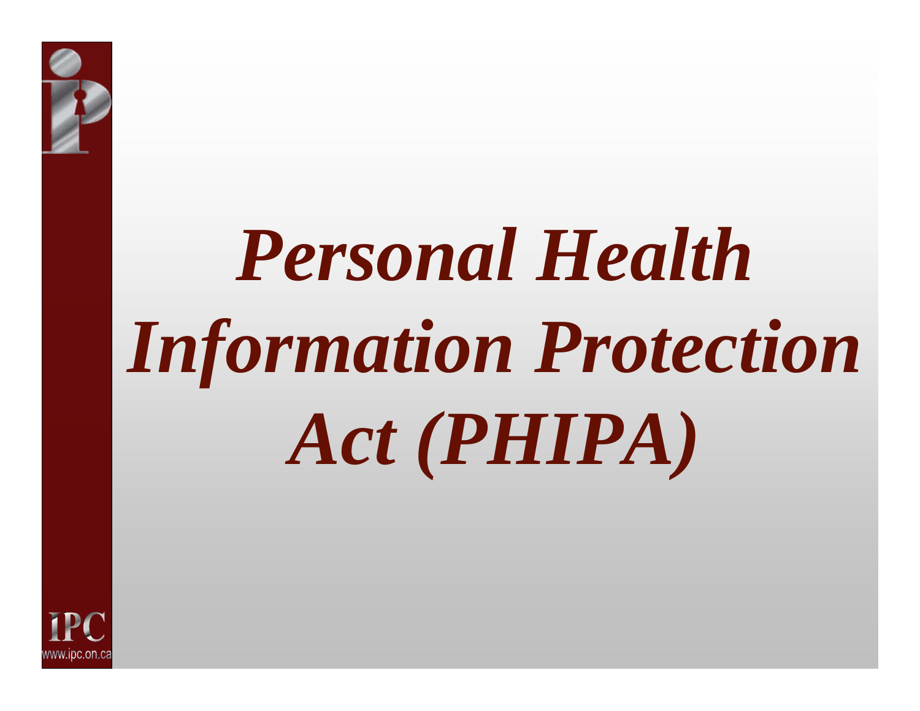# *Personal Health Information Protection Act (PHIPA)*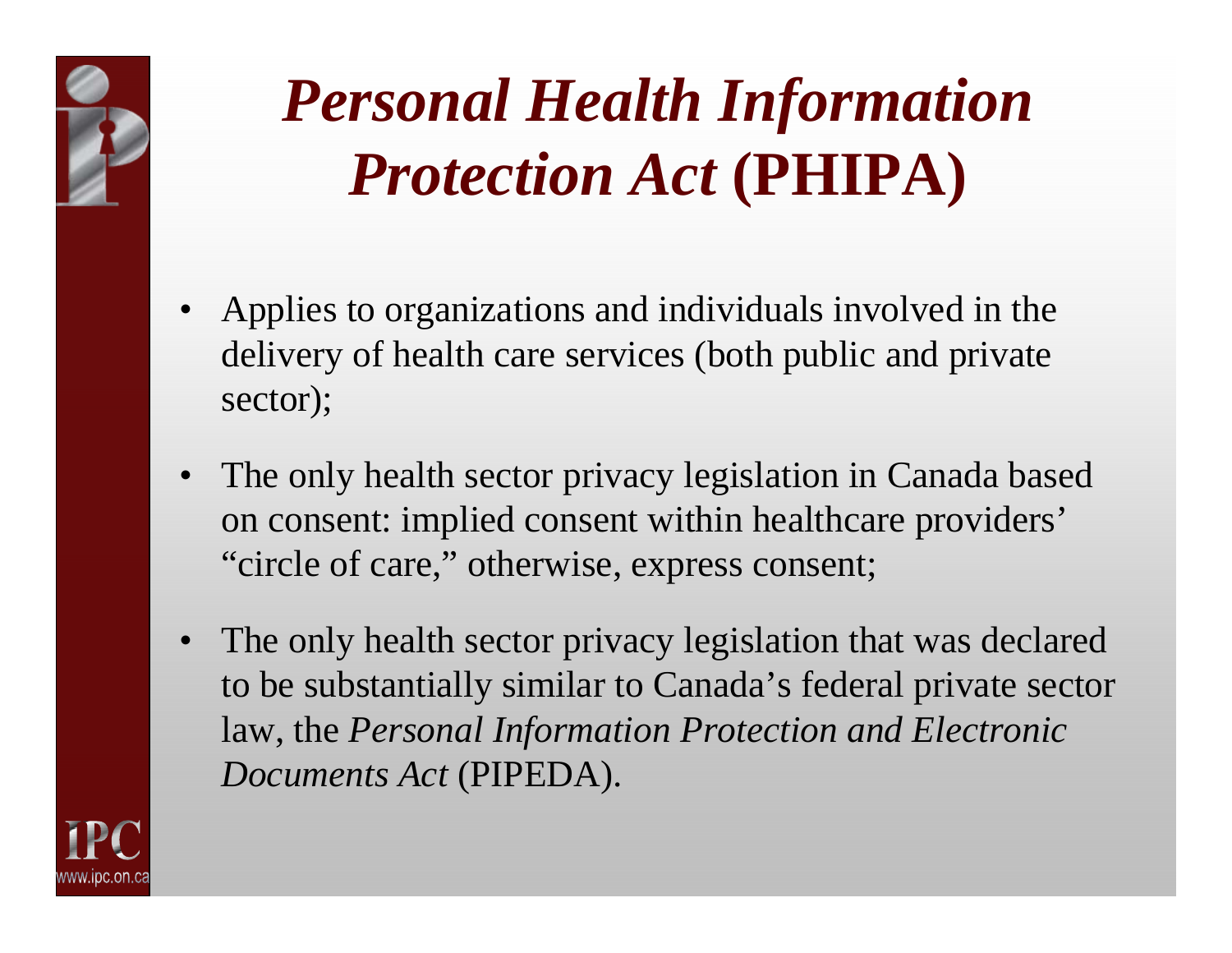# *Personal Health Information Protection Act* (PHIPA)

- Applies to organizations and individuals involved in the delivery of health care services (both public and private sector);
- The only health sector privacy legislation in Canada based on consent: implied consent within healthcare providers' "circle of care," otherwise, express consent;
- The only health sector privacy legislation that was declared to be substantially similar to Canada's federal private sector law, the *Personal Information Protection and Electronic Documents Act* (PIPEDA).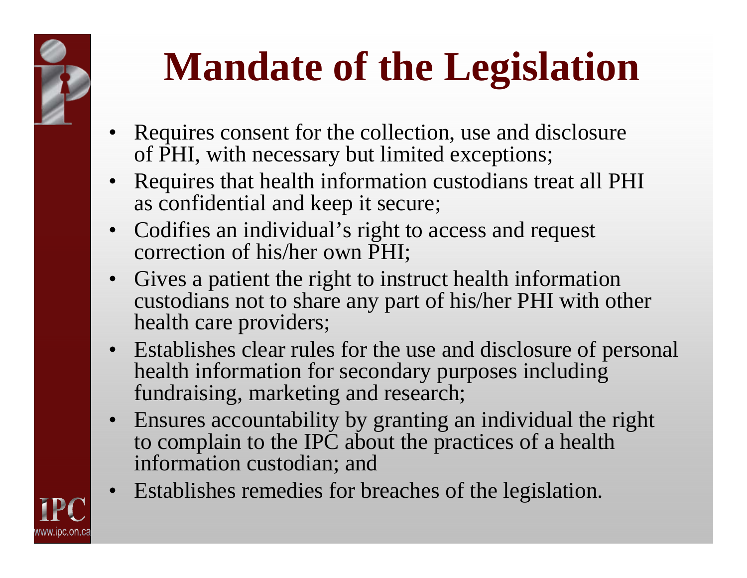# Mandate of the Legislation

- Requires consent for the collection, use and disclosure of PHI, with necessary but limited exceptions;
- Requires that health information custodians treat all PHI as confidential and keep it secure;
- Codifies an individual's right to access and request correction of his/her own PHI;
- Gives a patient the right to instruct health information custodians not to share any part of his/her PHI with other health care providers;
- Establishes clear rules for the use and disclosure of personal health information for secondary purposes including fundraising, marketing and research;
- Ensures accountability by granting an individual the right to complain to the IPC about the practices of a health information custodian; and
- Establishes remedies for breaches of the legislation.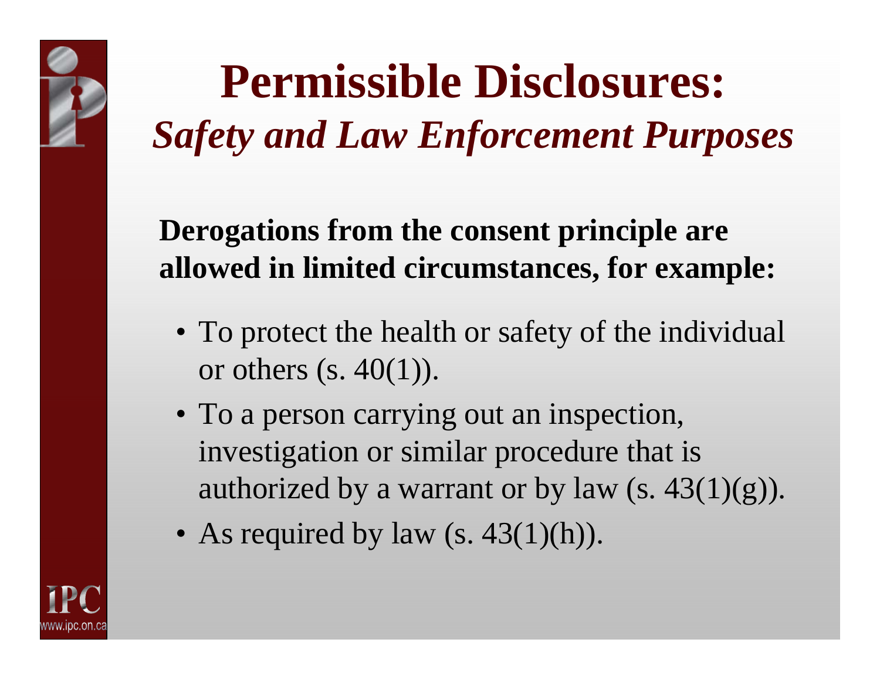# Permissible Disclosures:
## *Safety and Law Enforcement Purposes*

**Derogations from the consent principle are allowed in limited circumstances, for example:**

- To protect the health or safety of the individual or others (s. 40(1)).
- To a person carrying out an inspection, investigation or similar procedure that is authorized by a warrant or by law (s. 43(1)(g)).
- As required by law (s. 43(1)(h)).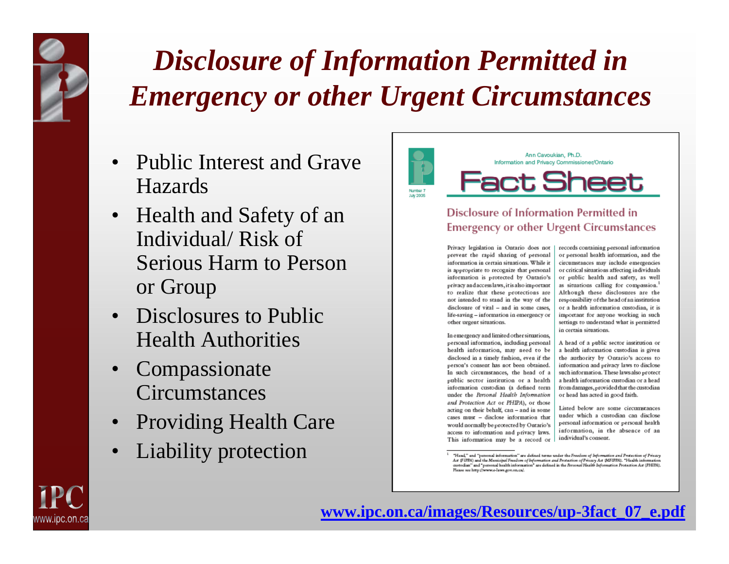# *Disclosure of Information Permitted in Emergency or other Urgent Circumstances*

- Public Interest and Grave Hazards
- Health and Safety of an Individual/ Risk of Serious Harm to Person or Group
- Disclosures to Public Health Authorities
- Compassionate Circumstances
- Providing Health Care
- Liability protection

Ann Cavoukian, Ph.D.
Information and Privacy Commissioner/Ontario

Fact Sheet

Number 7
July 2005

## Disclosure of Information Permitted in Emergency or other Urgent Circumstances

Privacy legislation in Ontario does not prevent the rapid sharing of personal information in certain situations. While it is appropriate to recognize that personal information is protected by Ontario's privacy and access laws, it is also important to realize that these protections are not intended to stand in the way of the disclosure of vital – and in some cases, life-saving – information in emergency or other urgent situations.

In emergency and limited other situations, personal information, including personal health information, may need to be disclosed in a timely fashion, even if the person's consent has not been obtained. In such circumstances, the head of a public sector institution or a health information custodian (a defined term under the *Personal Health Information and Protection Act* or PHIPA), or those acting on their behalf, can – and in some cases must – disclose information that would normally be protected by Ontario's access to information and privacy laws. This information may be a record or records containing personal information or personal health information, and the circumstances may include emergencies or critical situations affecting individuals or public health and safety, as well as situations calling for compassion.[1] Although these disclosures are the responsibility of the head of an institution or a health information custodian, it is important for anyone working in such settings to understand what is permitted in certain situations.

A head of a public sector institution or a health information custodian is given the authority by Ontario's access to information and privacy laws to disclose such information. These laws also protect a health information custodian or a head from damages, provided that the custodian or head has acted in good faith.

Listed below are some circumstances under which a custodian can disclose personal information or personal health information, in the absence of an individual's consent.

[1] "Head," and "personal information" are defined terms under the *Freedom of Information and Protection of Privacy Act* (FIPPA) and the *Municipal Freedom of Information and Protection of Privacy Act* (MFIPPA). "Health information custodian" and "personal health information" are defined in the *Personal Health Information Protection Act* (PHIPA). Please see http://www.e-laws.gov.on.ca/.

[www.ipc.on.ca/images/Resources/up-3fact_07_e.pdf](www.ipc.on.ca/images/Resources/up-3fact_07_e.pdf)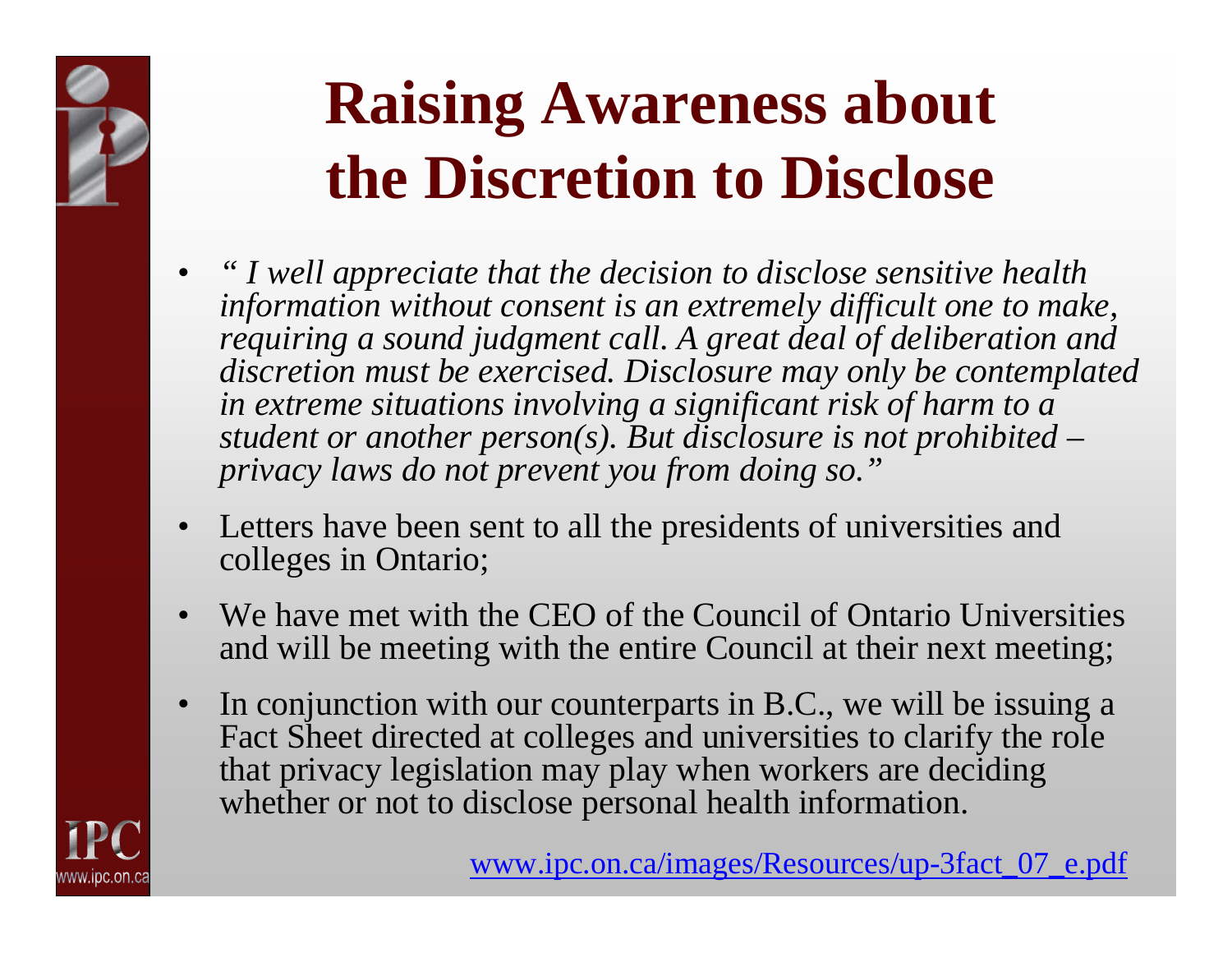# Raising Awareness about the Discretion to Disclose

- *" I well appreciate that the decision to disclose sensitive health information without consent is an extremely difficult one to make, requiring a sound judgment call. A great deal of deliberation and discretion must be exercised. Disclosure may only be contemplated in extreme situations involving a significant risk of harm to a student or another person(s). But disclosure is not prohibited – privacy laws do not prevent you from doing so."*
- Letters have been sent to all the presidents of universities and colleges in Ontario;
- We have met with the CEO of the Council of Ontario Universities and will be meeting with the entire Council at their next meeting;
- In conjunction with our counterparts in B.C., we will be issuing a Fact Sheet directed at colleges and universities to clarify the role that privacy legislation may play when workers are deciding whether or not to disclose personal health information.

www.ipc.on.ca/images/Resources/up-3fact_07_e.pdf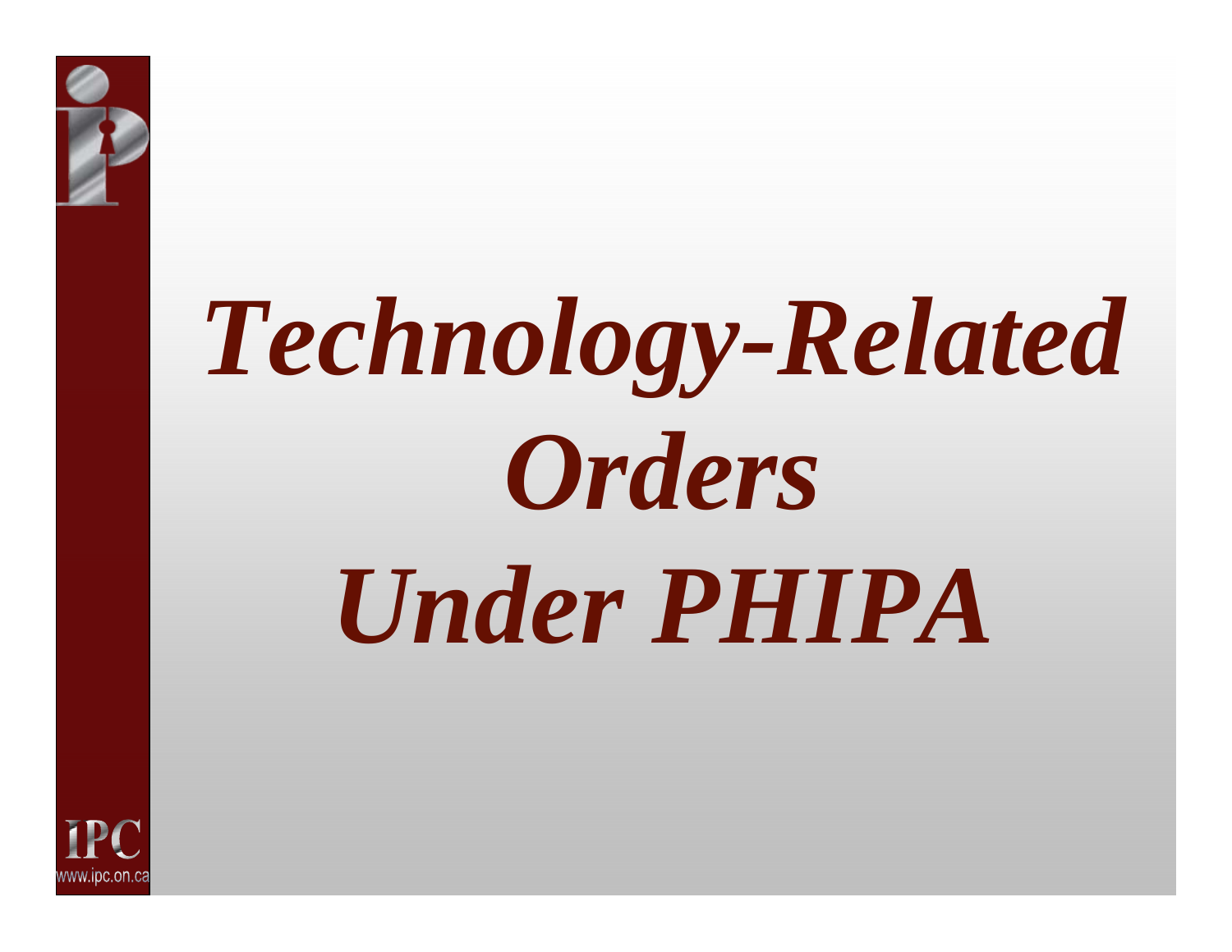# *Technology-Related Orders Under PHIPA*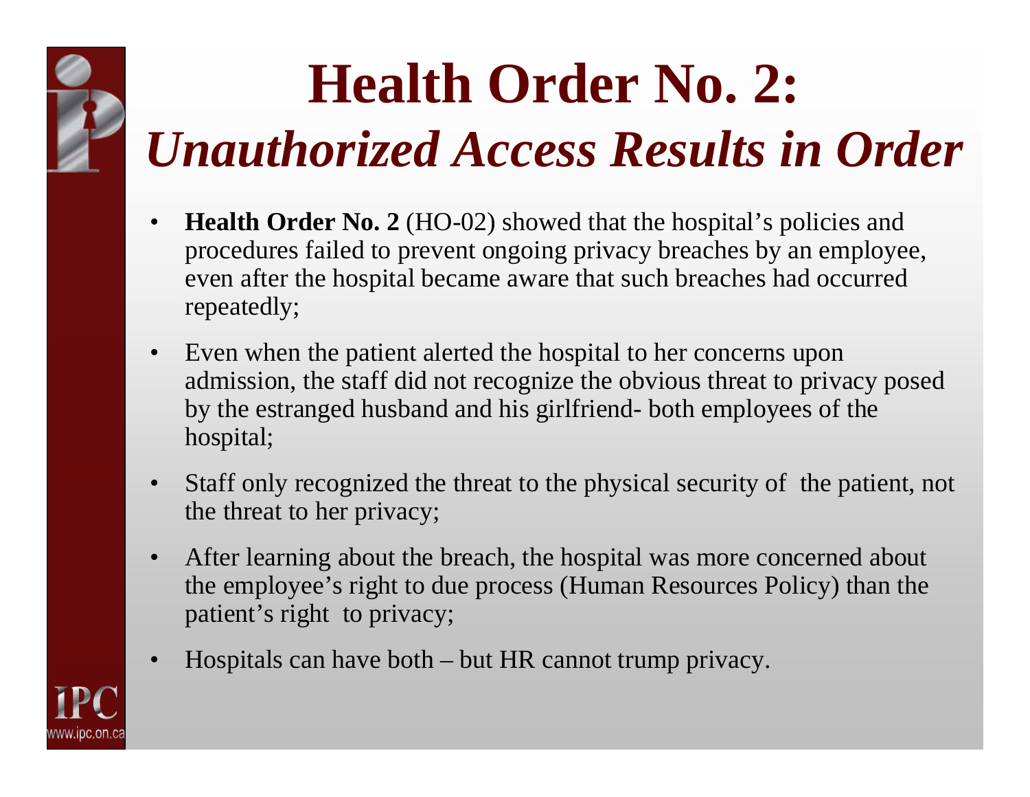# Health Order No. 2: *Unauthorized Access Results in Order*

- **Health Order No. 2** (HO-02) showed that the hospital's policies and procedures failed to prevent ongoing privacy breaches by an employee, even after the hospital became aware that such breaches had occurred repeatedly;
- Even when the patient alerted the hospital to her concerns upon admission, the staff did not recognize the obvious threat to privacy posed by the estranged husband and his girlfriend- both employees of the hospital;
- Staff only recognized the threat to the physical security of the patient, not the threat to her privacy;
- After learning about the breach, the hospital was more concerned about the employee's right to due process (Human Resources Policy) than the patient's right to privacy;
- Hospitals can have both – but HR cannot trump privacy.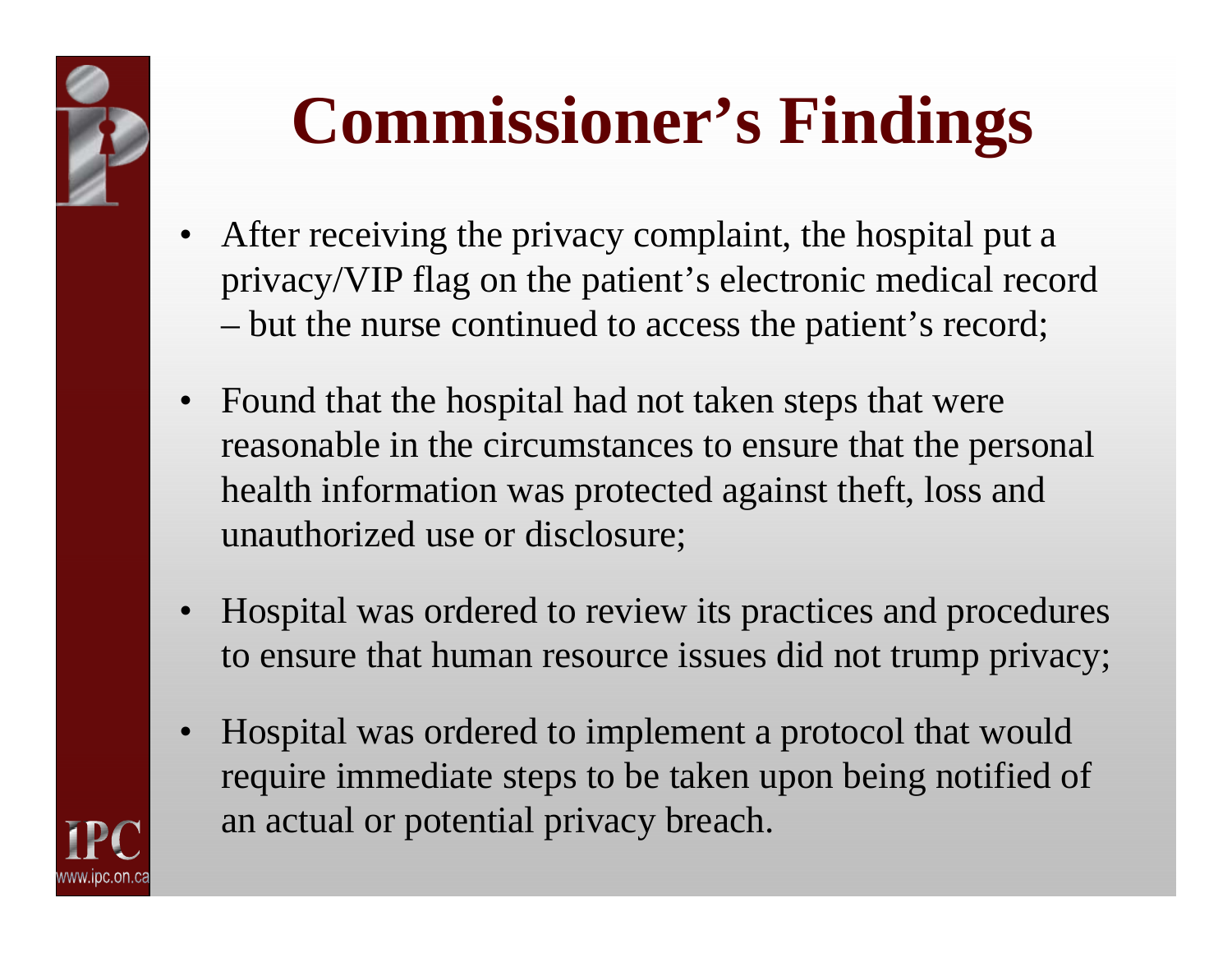# Commissioner's Findings

- After receiving the privacy complaint, the hospital put a privacy/VIP flag on the patient's electronic medical record – but the nurse continued to access the patient's record;
- Found that the hospital had not taken steps that were reasonable in the circumstances to ensure that the personal health information was protected against theft, loss and unauthorized use or disclosure;
- Hospital was ordered to review its practices and procedures to ensure that human resource issues did not trump privacy;
- Hospital was ordered to implement a protocol that would require immediate steps to be taken upon being notified of an actual or potential privacy breach.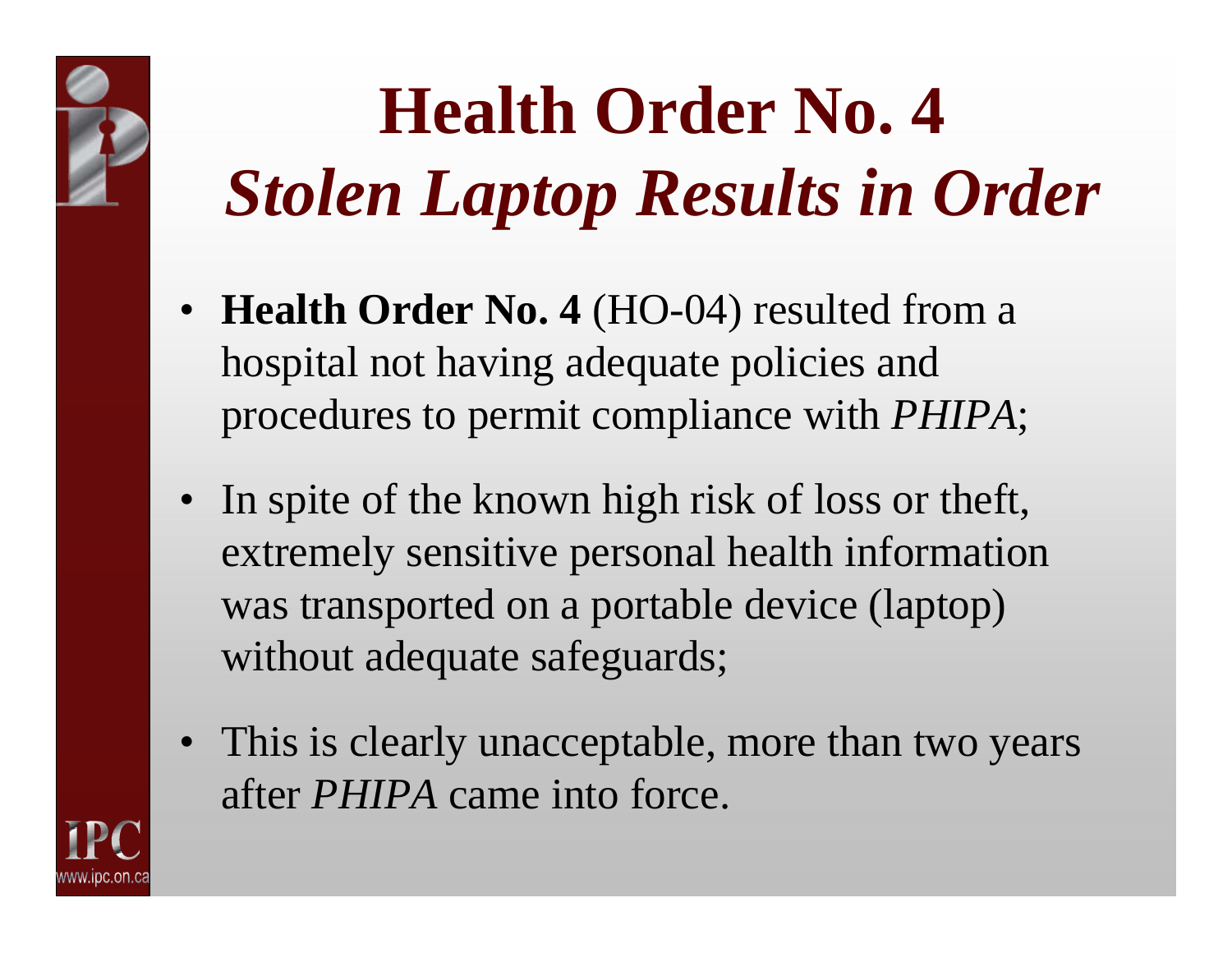# Health Order No. 4
## *Stolen Laptop Results in Order*

- **Health Order No. 4** (HO-04) resulted from a hospital not having adequate policies and procedures to permit compliance with *PHIPA*;
- In spite of the known high risk of loss or theft, extremely sensitive personal health information was transported on a portable device (laptop) without adequate safeguards;
- This is clearly unacceptable, more than two years after *PHIPA* came into force.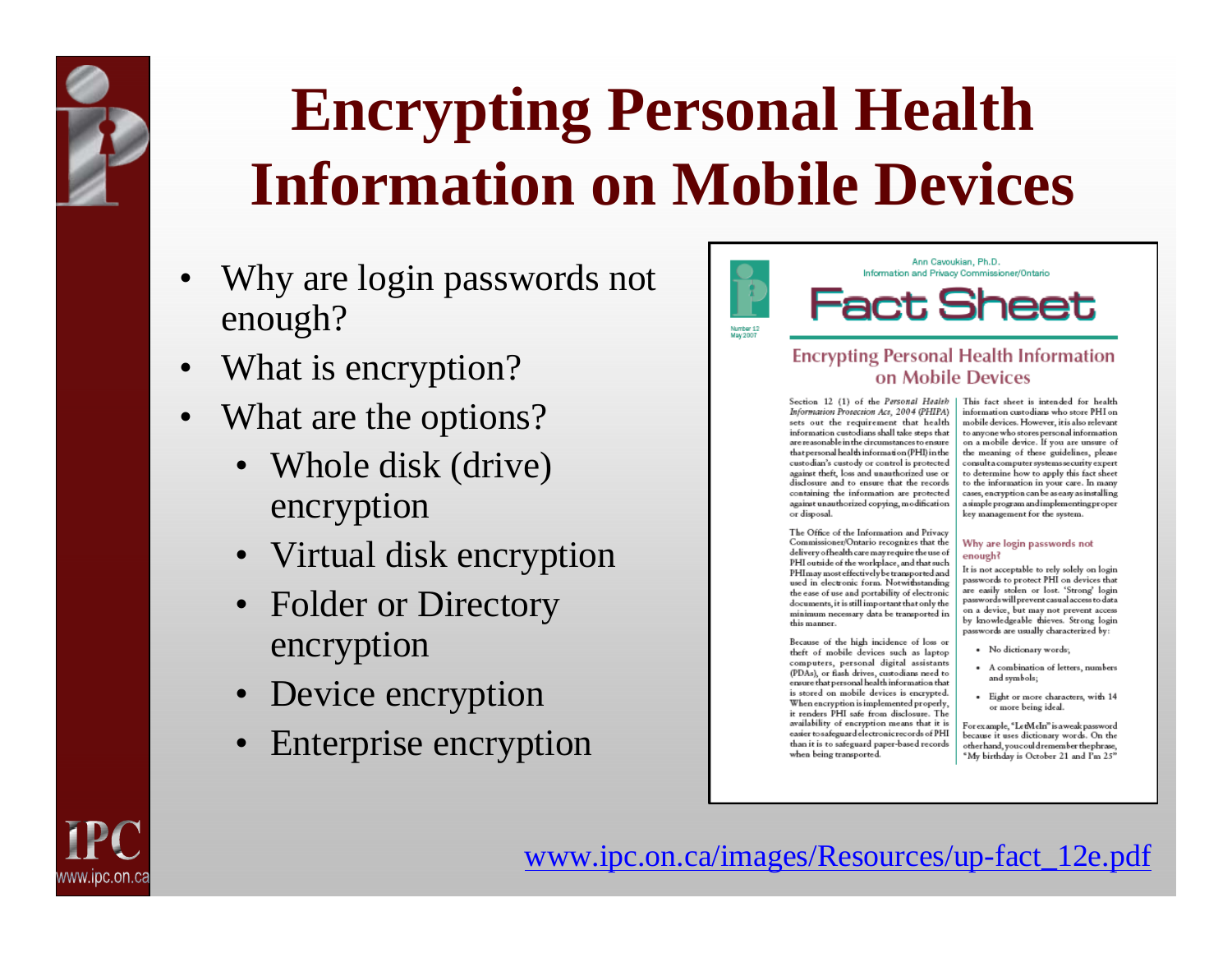# Encrypting Personal Health Information on Mobile Devices

- Why are login passwords not enough?
- What is encryption?
- What are the options?
  - Whole disk (drive) encryption
  - Virtual disk encryption
  - Folder or Directory encryption
  - Device encryption
  - Enterprise encryption

Ann Cavoukian, Ph.D.
Information and Privacy Commissioner/Ontario

## Fact Sheet

Number 12
May 2007

### Encrypting Personal Health Information on Mobile Devices

Section 12 (1) of the *Personal Health Information Protection Act, 2004 (PHIPA)* sets out the requirement that health information custodians shall take steps that are reasonable in the circumstances to ensure that personal health information (PHI) in the custodian's custody or control is protected against theft, loss and unauthorized use or disclosure and to ensure that the records containing the information are protected against unauthorized copying, modification or disposal.

The Office of the Information and Privacy Commissioner/Ontario recognizes that the delivery of health care may require the use of PHI outside of the workplace, and that such PHI may most effectively be transported and used in electronic form. Notwithstanding the ease of use and portability of electronic documents, it is still important that only the minimum necessary data be transported in this manner.

Because of the high incidence of loss or theft of mobile devices such as laptop computers, personal digital assistants (PDAs), or flash drives, custodians need to ensure that personal health information that is stored on mobile devices is encrypted. When encryption is implemented properly, it renders PHI safe from disclosure. The availability of encryption means that it is easier to safeguard electronic records of PHI than it is to safeguard paper-based records when being transported.

This fact sheet is intended for health information custodians who store PHI on mobile devices. However, it is also relevant to anyone who stores personal information on a mobile device. If you are unsure of the meaning of these guidelines, please consult a computer systems security expert to determine how to apply this fact sheet to the information in your care. In many cases, encryption can be as easy as installing a simple program and implementing proper key management for the system.

#### Why are login passwords not enough?

It is not acceptable to rely solely on login passwords to protect PHI on devices that are easily stolen or lost. 'Strong' login passwords will prevent casual access to data on a device, but may not prevent access by knowledgeable thieves. Strong login passwords are usually characterized by:

- No dictionary words;
- A combination of letters, numbers and symbols;
- Eight or more characters, with 14 or more being ideal.

For example, "LetMeIn" is a weak password because it uses dictionary words. On the other hand, you could remember the phrase, "My birthday is October 21 and I'm 25"

www.ipc.on.ca/images/Resources/up-fact_12e.pdf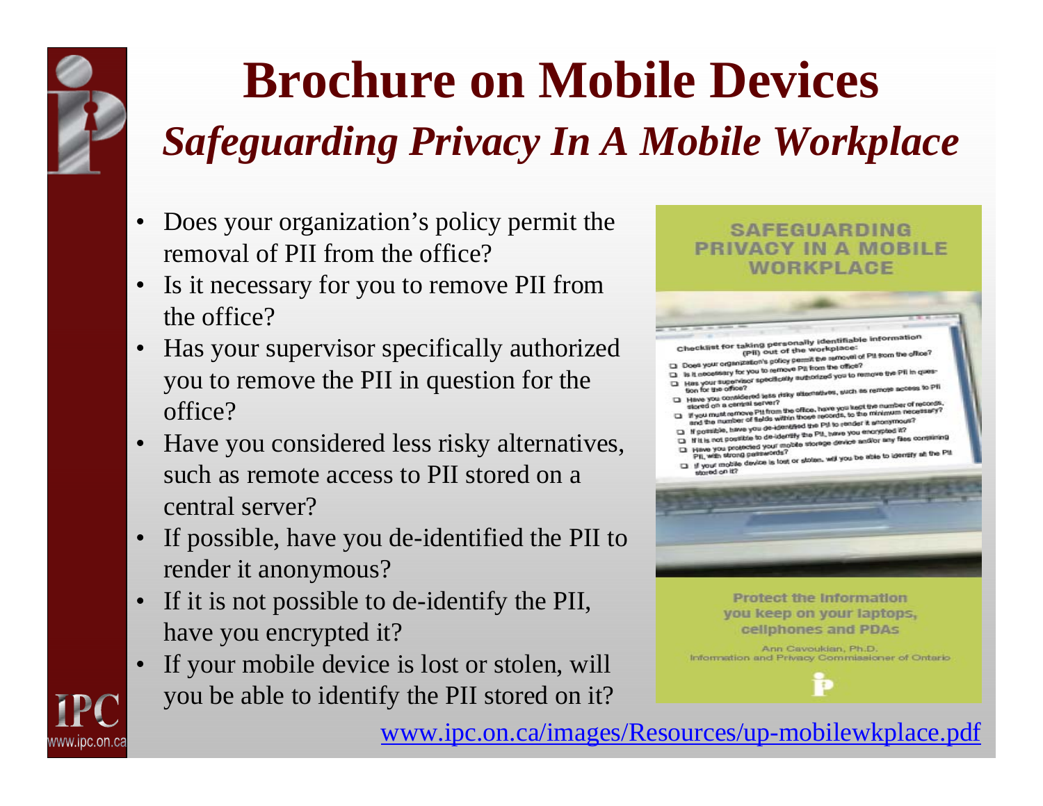# Brochure on Mobile Devices

## *Safeguarding Privacy In A Mobile Workplace*

- Does your organization's policy permit the removal of PII from the office?
- Is it necessary for you to remove PII from the office?
- Has your supervisor specifically authorized you to remove the PII in question for the office?
- Have you considered less risky alternatives, such as remote access to PII stored on a central server?
- If possible, have you de-identified the PII to render it anonymous?
- If it is not possible to de-identify the PII, have you encrypted it?
- If your mobile device is lost or stolen, will you be able to identify the PII stored on it?

[www.ipc.on.ca/images/Resources/up-mobilewkplace.pdf](www.ipc.on.ca/images/Resources/up-mobilewkplace.pdf)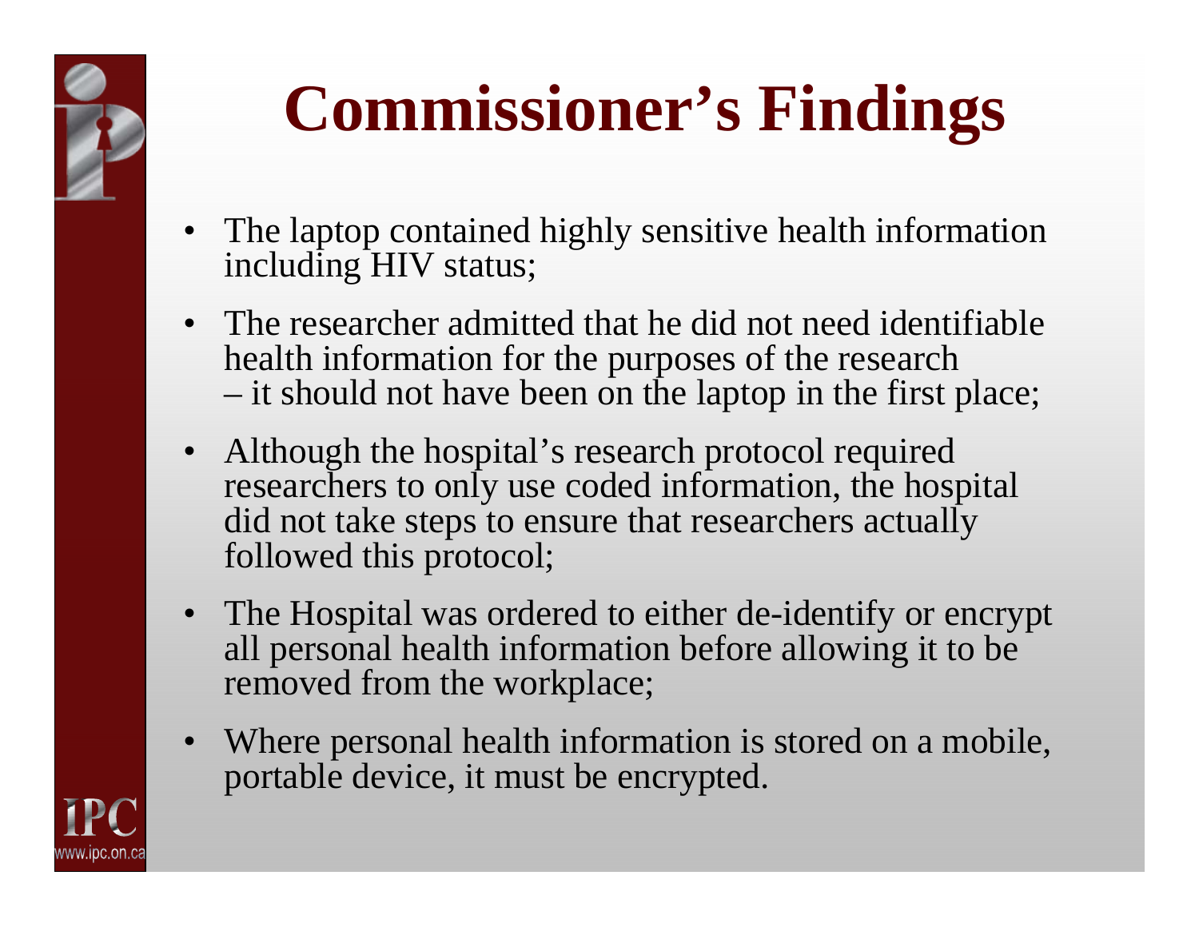# Commissioner's Findings

- The laptop contained highly sensitive health information including HIV status;
- The researcher admitted that he did not need identifiable health information for the purposes of the research – it should not have been on the laptop in the first place;
- Although the hospital's research protocol required researchers to only use coded information, the hospital did not take steps to ensure that researchers actually followed this protocol;
- The Hospital was ordered to either de-identify or encrypt all personal health information before allowing it to be removed from the workplace;
- Where personal health information is stored on a mobile, portable device, it must be encrypted.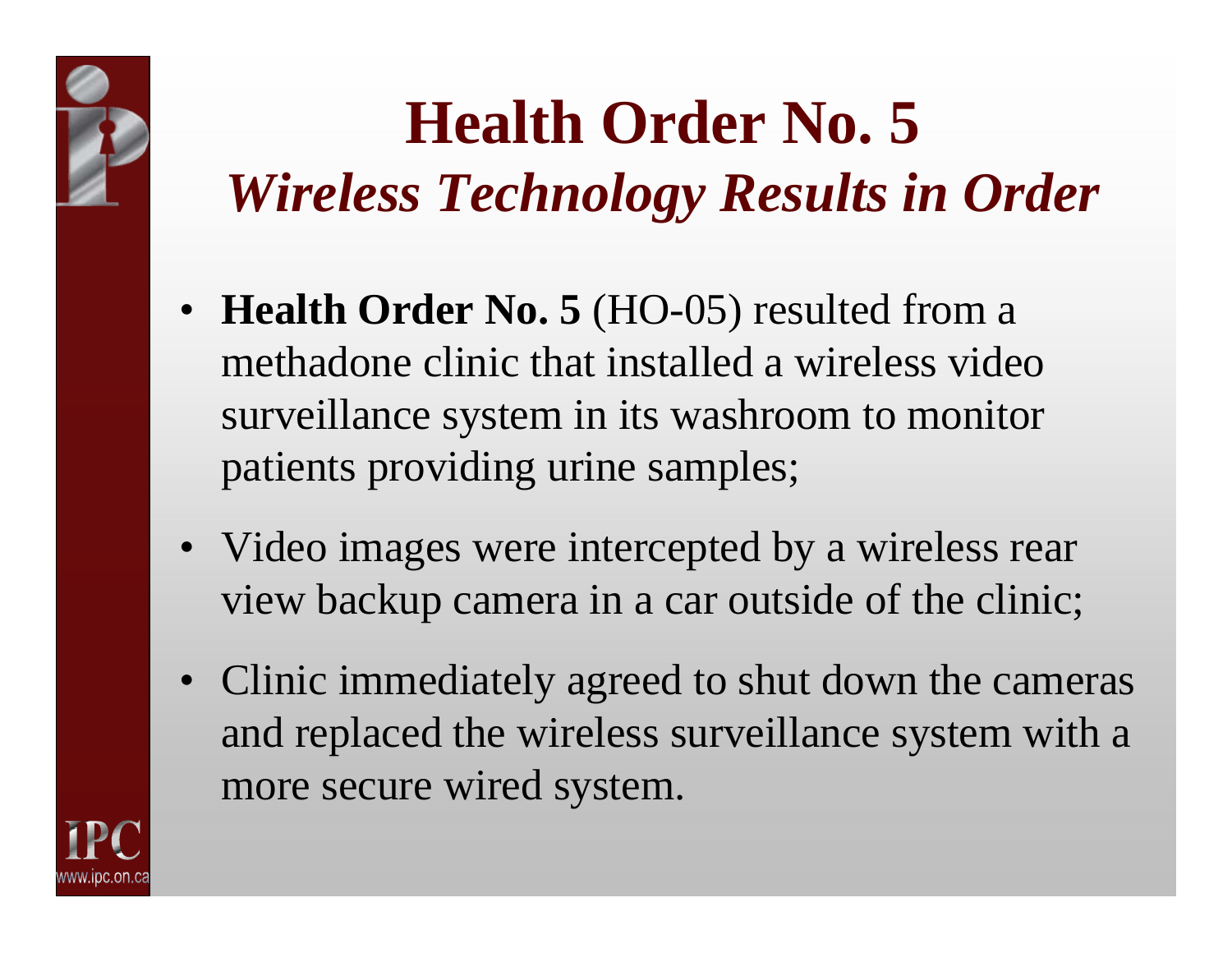# Health Order No. 5

## *Wireless Technology Results in Order*

- **Health Order No. 5** (HO-05) resulted from a methadone clinic that installed a wireless video surveillance system in its washroom to monitor patients providing urine samples;
- Video images were intercepted by a wireless rear view backup camera in a car outside of the clinic;
- Clinic immediately agreed to shut down the cameras and replaced the wireless surveillance system with a more secure wired system.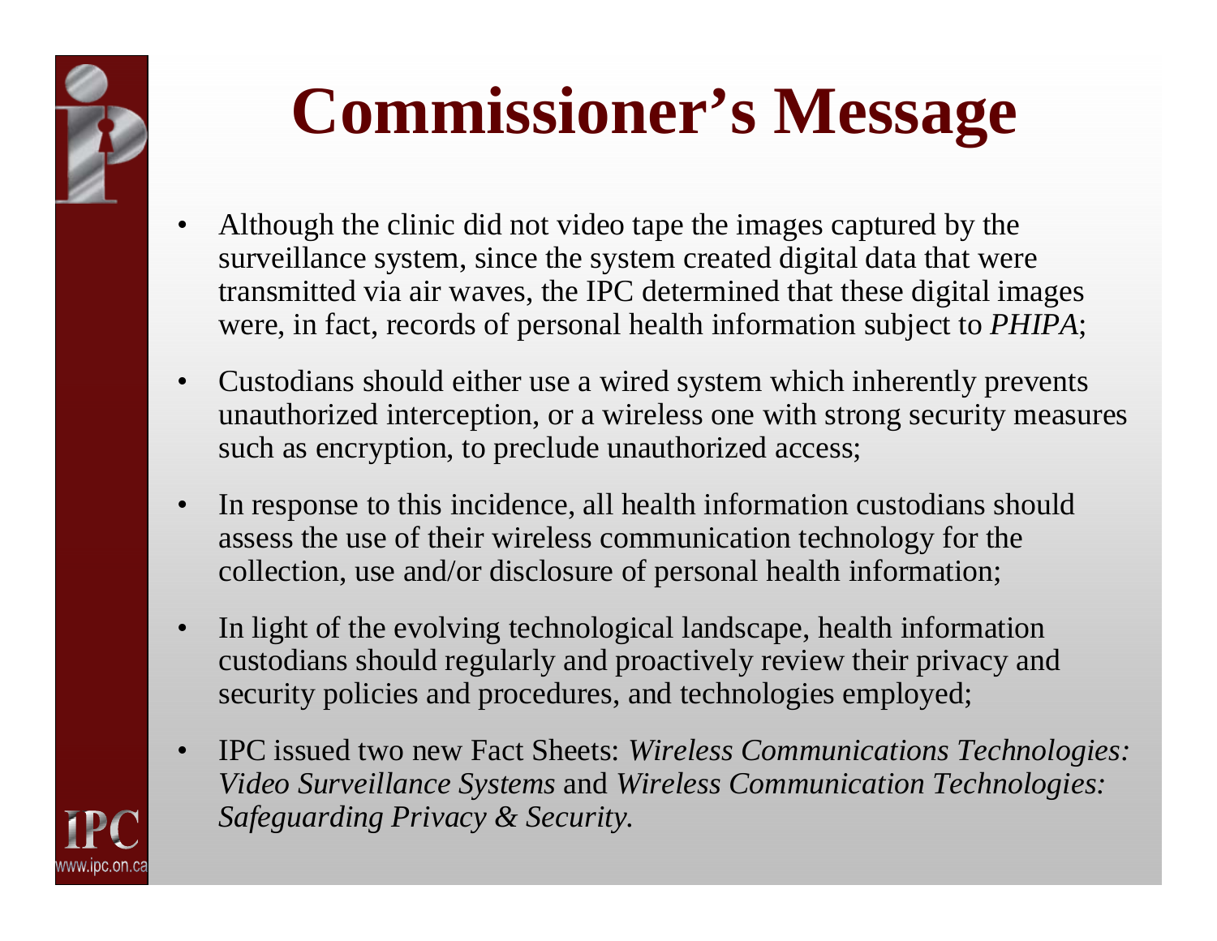# Commissioner's Message

- Although the clinic did not video tape the images captured by the surveillance system, since the system created digital data that were transmitted via air waves, the IPC determined that these digital images were, in fact, records of personal health information subject to *PHIPA*;
- Custodians should either use a wired system which inherently prevents unauthorized interception, or a wireless one with strong security measures such as encryption, to preclude unauthorized access;
- In response to this incidence, all health information custodians should assess the use of their wireless communication technology for the collection, use and/or disclosure of personal health information;
- In light of the evolving technological landscape, health information custodians should regularly and proactively review their privacy and security policies and procedures, and technologies employed;
- IPC issued two new Fact Sheets: *Wireless Communications Technologies: Video Surveillance Systems* and *Wireless Communication Technologies: Safeguarding Privacy & Security.*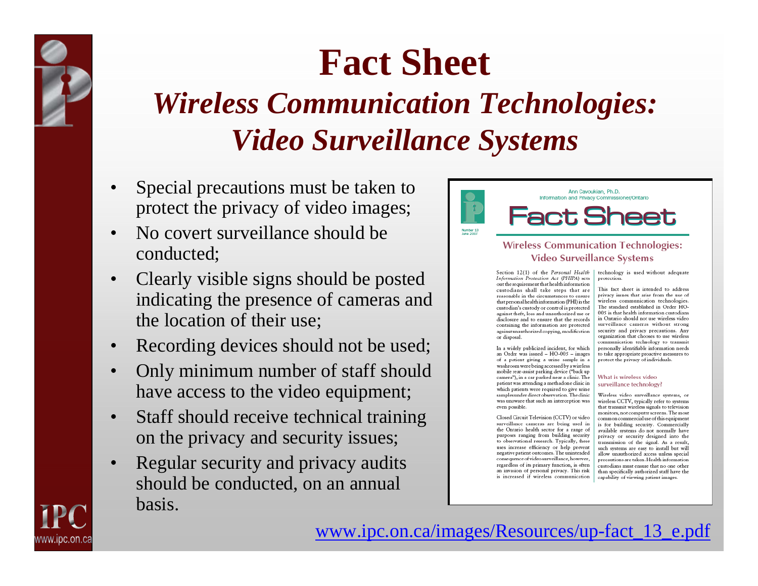# Fact Sheet

## *Wireless Communication Technologies: Video Surveillance Systems*

- Special precautions must be taken to protect the privacy of video images;
- No covert surveillance should be conducted;
- Clearly visible signs should be posted indicating the presence of cameras and the location of their use;
- Recording devices should not be used;
- Only minimum number of staff should have access to the video equipment;
- Staff should receive technical training on the privacy and security issues;
- Regular security and privacy audits should be conducted, on an annual basis.

Ann Cavoukian, Ph.D.
Information and Privacy Commissioner/Ontario

Number 13
June 2007

**Fact Sheet**

**Wireless Communication Technologies: Video Surveillance Systems**

Section 12(1) of the *Personal Health Information Protection Act* (*PHIPA*) sets out the requirement that health information custodians shall take steps that are reasonable in the circumstances to ensure that personal health information (PHI) in the custodian's custody or control is protected against theft, loss and unauthorized use or disclosure and to ensure that the records containing the information are protected against unauthorized copying, modification or disposal.

In a widely publicized incident, for which an Order was issued – HO-005 – images of a patient giving a urine sample in a washroom were being accessed by a wireless mobile rear-assist parking device ("back up camera"), in a car parked near a clinic. The patient was attending a methadone clinic in which patients were required to give urine samples under direct observation. The clinic was unaware that such an interception was even possible.

Closed Circuit Television (CCTV) or video surveillance cameras are being used in the Ontario health sector for a range of purposes ranging from building security to observational research. Typically, these uses increase efficiency or help prevent negative patient outcomes. The unintended consequence of video surveillance, however, regardless of its primary function, is often an invasion of personal privacy. This risk is increased if wireless communication technology is used without adequate protection.

This fact sheet is intended to address privacy issues that arise from the use of wireless communication technologies. The standard established in Order HO-005 is that health information custodians in Ontario should not use wireless video surveillance cameras without strong security and privacy precautions. Any organization that chooses to use wireless communication technology to transmit personally identifiable information needs to take appropriate proactive measures to protect the privacy of individuals.

**What is wireless video surveillance technology?**

Wireless video surveillance systems, or wireless CCTV, typically refer to systems that transmit wireless signals to television monitors, not computer screens. The most common commercial use of this equipment is for building security. Commercially available systems do not normally have privacy or security designed into the transmission of the signal. As a result, such systems are easy to install but will allow unauthorized access unless special precautions are taken. Health information custodians must ensure that no one other than specifically authorized staff have the capability of viewing patient images.

www.ipc.on.ca/images/Resources/up-fact_13_e.pdf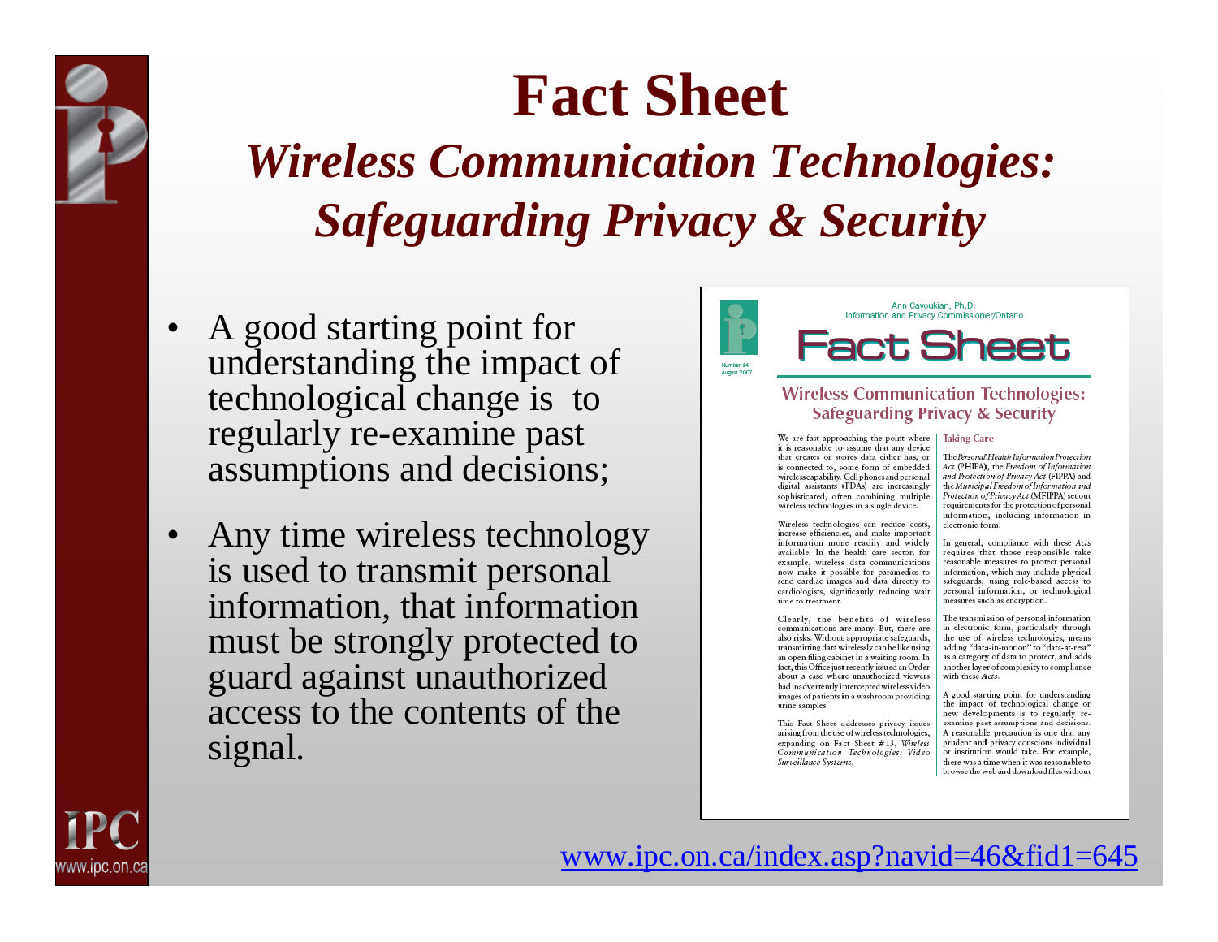# Fact Sheet

## *Wireless Communication Technologies: Safeguarding Privacy & Security*

- A good starting point for understanding the impact of technological change is to regularly re-examine past assumptions and decisions;
- Any time wireless technology is used to transmit personal information, that information must be strongly protected to guard against unauthorized access to the contents of the signal.

Ann Cavoukian, Ph.D.
Information and Privacy Commissioner/Ontario

Fact Sheet

Number 14
August 2007

**Wireless Communication Technologies: Safeguarding Privacy & Security**

We are fast approaching the point where it is reasonable to assume that any device that creates or stores data either has, or is connected to, some form of embedded wireless capability. Cell phones and personal digital assistants (PDAs) are increasingly sophisticated, often combining multiple wireless technologies in a single device.

Wireless technologies can reduce costs, increase efficiencies, and make important information more readily and widely available. In the health care sector, for example, wireless data communications now make it possible for paramedics to send cardiac images and data directly to cardiologists, significantly reducing wait time to treatment.

Clearly, the benefits of wireless communications are many. But, there are also risks. Without appropriate safeguards, transmitting data wirelessly can be like using an open filing cabinet in a waiting room. In fact, this Office just recently issued an Order about a case where unauthorized viewers had inadvertently intercepted wireless video images of patients in a washroom providing urine samples.

This Fact Sheet addresses privacy issues arising from the use of wireless technologies, expanding on Fact Sheet #13, *Wireless Communication Technologies: Video Surveillance Systems*.

**Taking Care**

The *Personal Health Information Protection Act* (PHIPA), the *Freedom of Information and Protection of Privacy Act* (FIPPA) and the *Municipal Freedom of Information and Protection of Privacy Act* (MFIPPA) set out requirements for the protection of personal information, including information in electronic form.

In general, compliance with these *Acts* requires that those responsible take reasonable measures to protect personal information, which may include physical safeguards, using role-based access to personal information, or technological measures such as encryption.

The transmission of personal information in electronic form, particularly through the use of wireless technologies, means adding "data-in-motion" to "data-at-rest" as a category of data to protect, and adds another layer of complexity to compliance with these *Acts*.

A good starting point for understanding the impact of technological change or new developments is to regularly re-examine past assumptions and decisions. A reasonable precaution is one that any prudent and privacy conscious individual or institution would take. For example, there was a time when it was reasonable to browse the web and download files without

[www.ipc.on.ca/index.asp?navid=46&fid1=645](http://www.ipc.on.ca/index.asp?navid=46&fid1=645)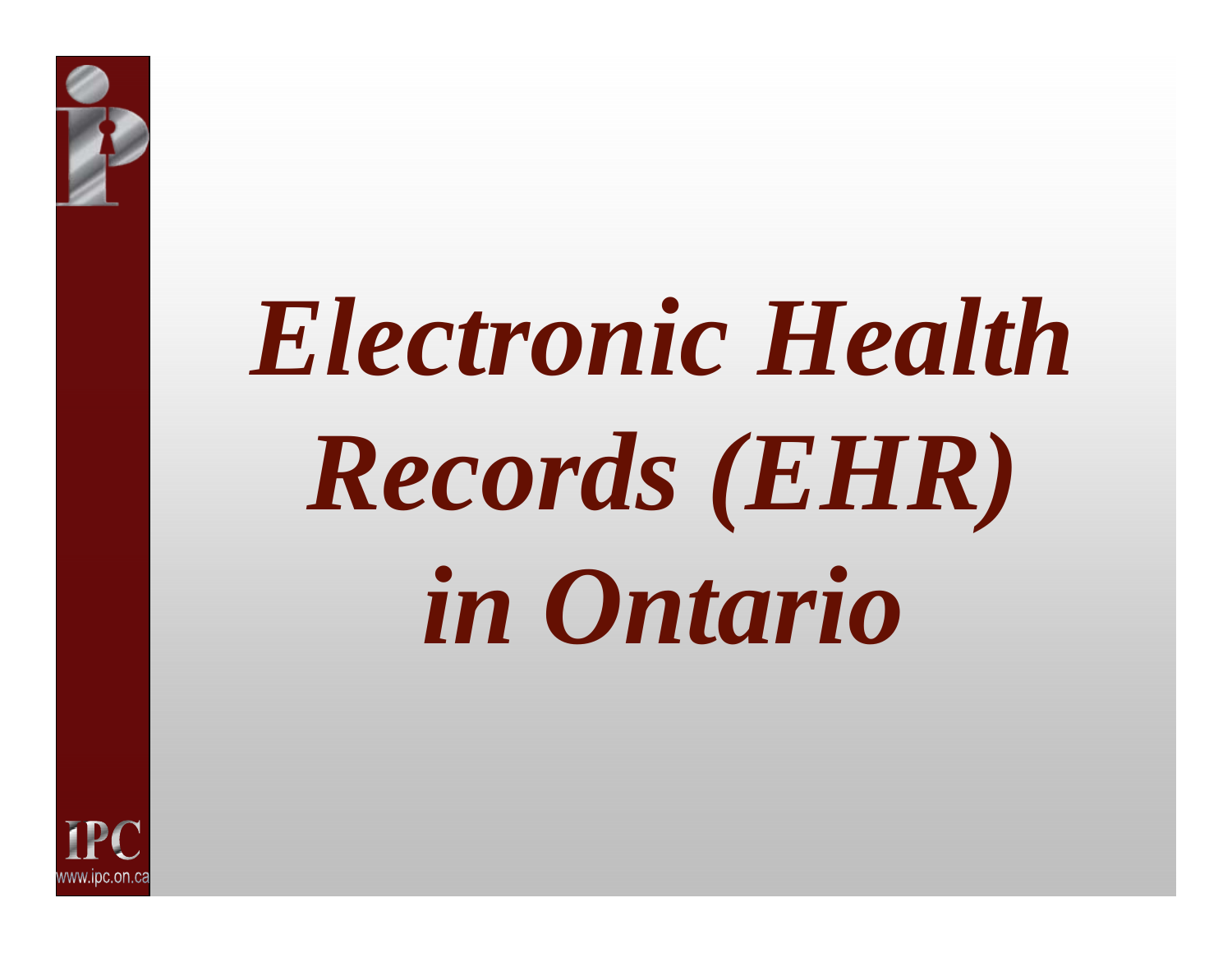# *Electronic Health Records (EHR) in Ontario*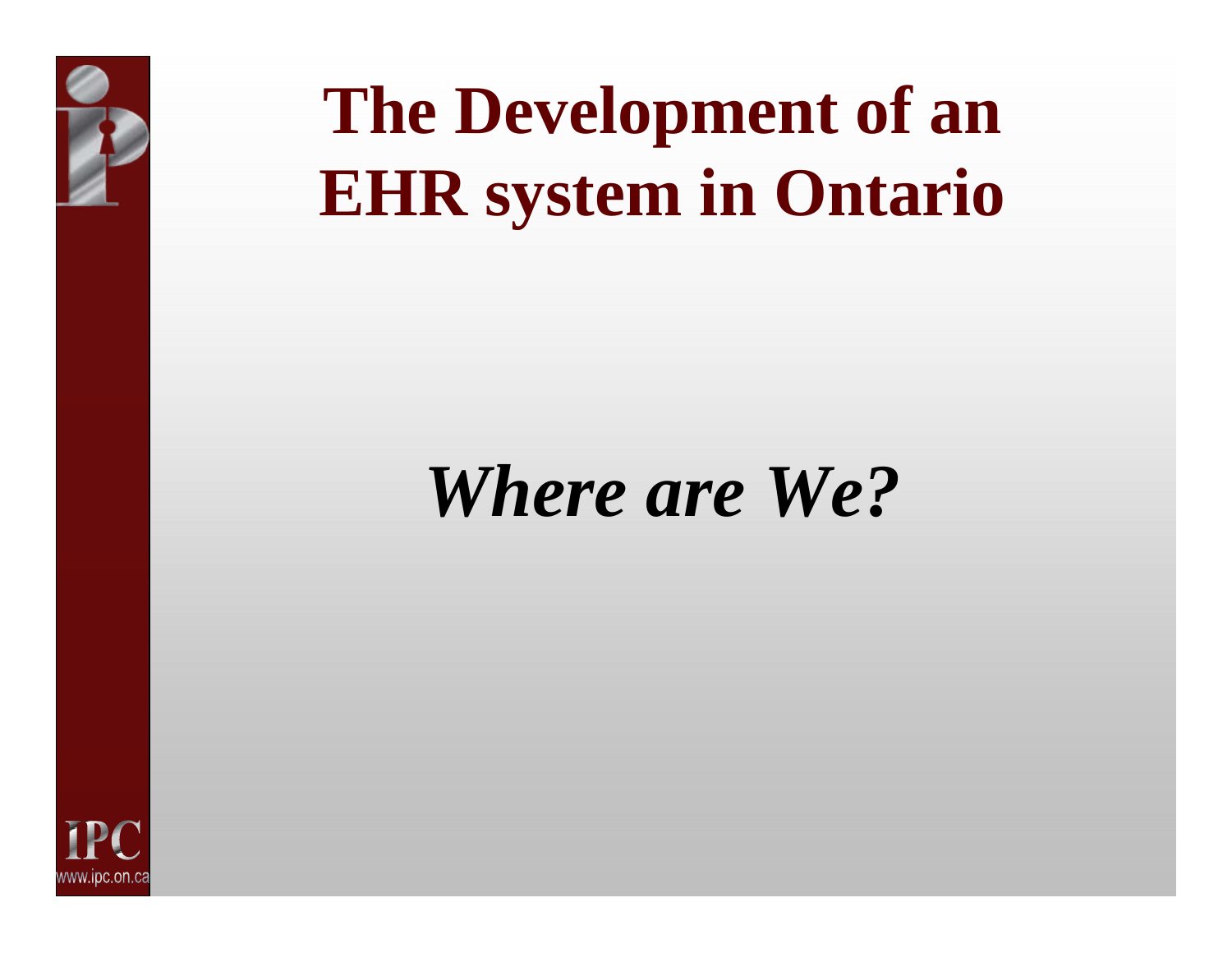# The Development of an EHR system in Ontario

***Where are We?***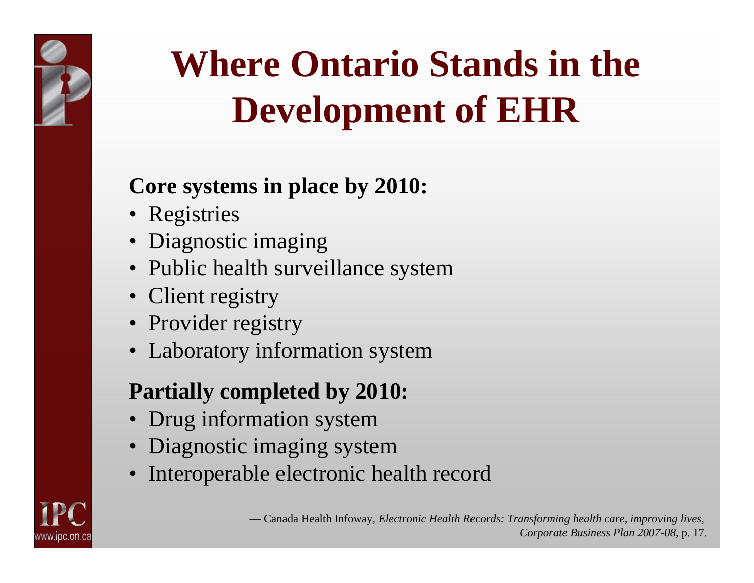# Where Ontario Stands in the Development of EHR

**Core systems in place by 2010:**

- Registries
- Diagnostic imaging
- Public health surveillance system
- Client registry
- Provider registry
- Laboratory information system

**Partially completed by 2010:**

- Drug information system
- Diagnostic imaging system
- Interoperable electronic health record

— Canada Health Infoway, *Electronic Health Records: Transforming health care, improving lives, Corporate Business Plan 2007-08*, p. 17.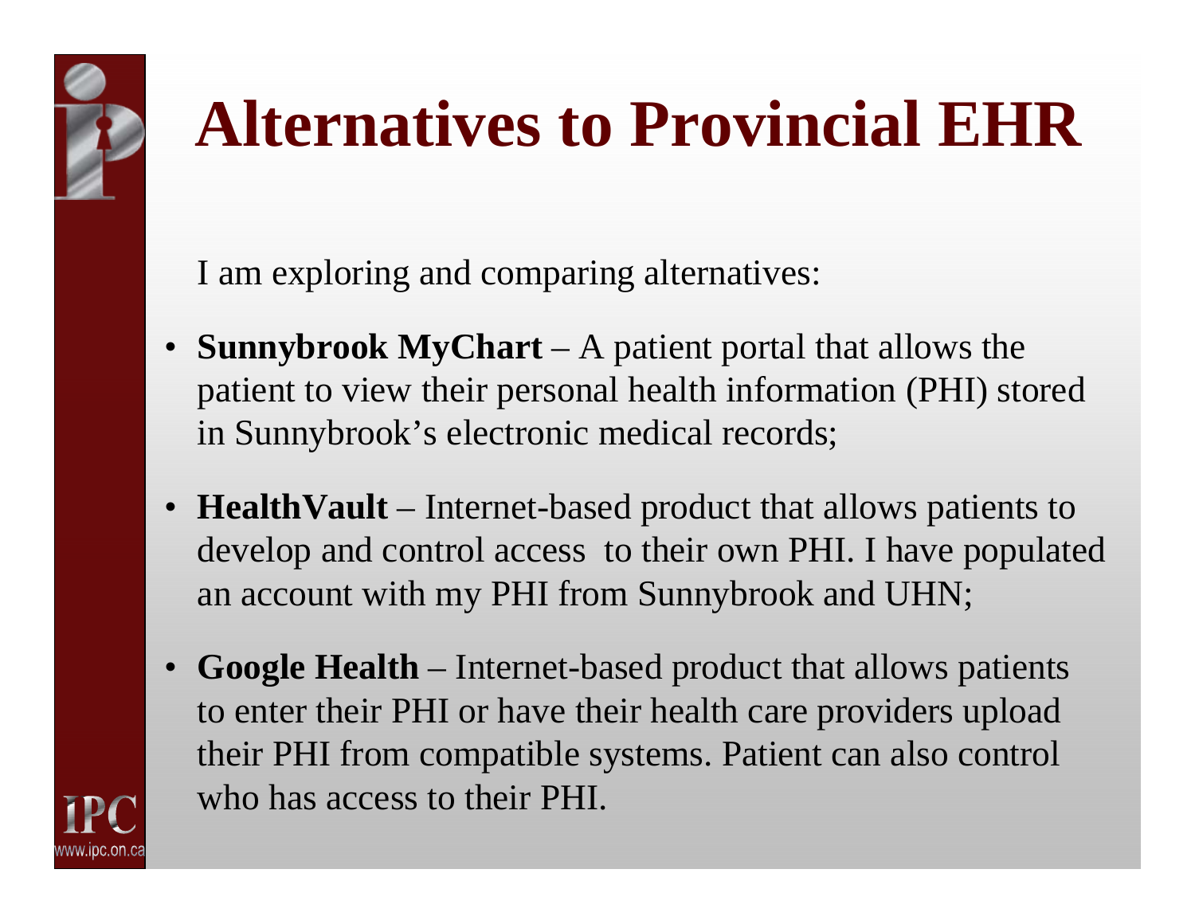# Alternatives to Provincial EHR

I am exploring and comparing alternatives:

- **Sunnybrook MyChart** – A patient portal that allows the patient to view their personal health information (PHI) stored in Sunnybrook's electronic medical records;
- **HealthVault** – Internet-based product that allows patients to develop and control access to their own PHI. I have populated an account with my PHI from Sunnybrook and UHN;
- **Google Health** – Internet-based product that allows patients to enter their PHI or have their health care providers upload their PHI from compatible systems. Patient can also control who has access to their PHI.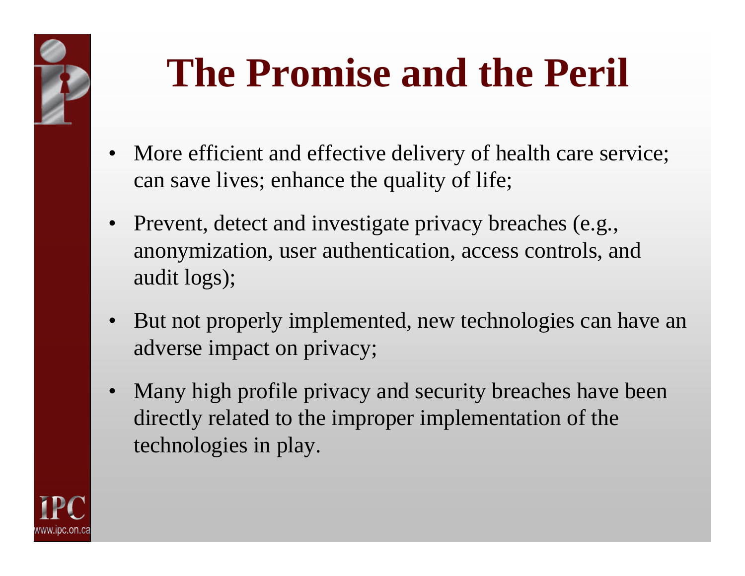# The Promise and the Peril

- More efficient and effective delivery of health care service; can save lives; enhance the quality of life;
- Prevent, detect and investigate privacy breaches (e.g., anonymization, user authentication, access controls, and audit logs);
- But not properly implemented, new technologies can have an adverse impact on privacy;
- Many high profile privacy and security breaches have been directly related to the improper implementation of the technologies in play.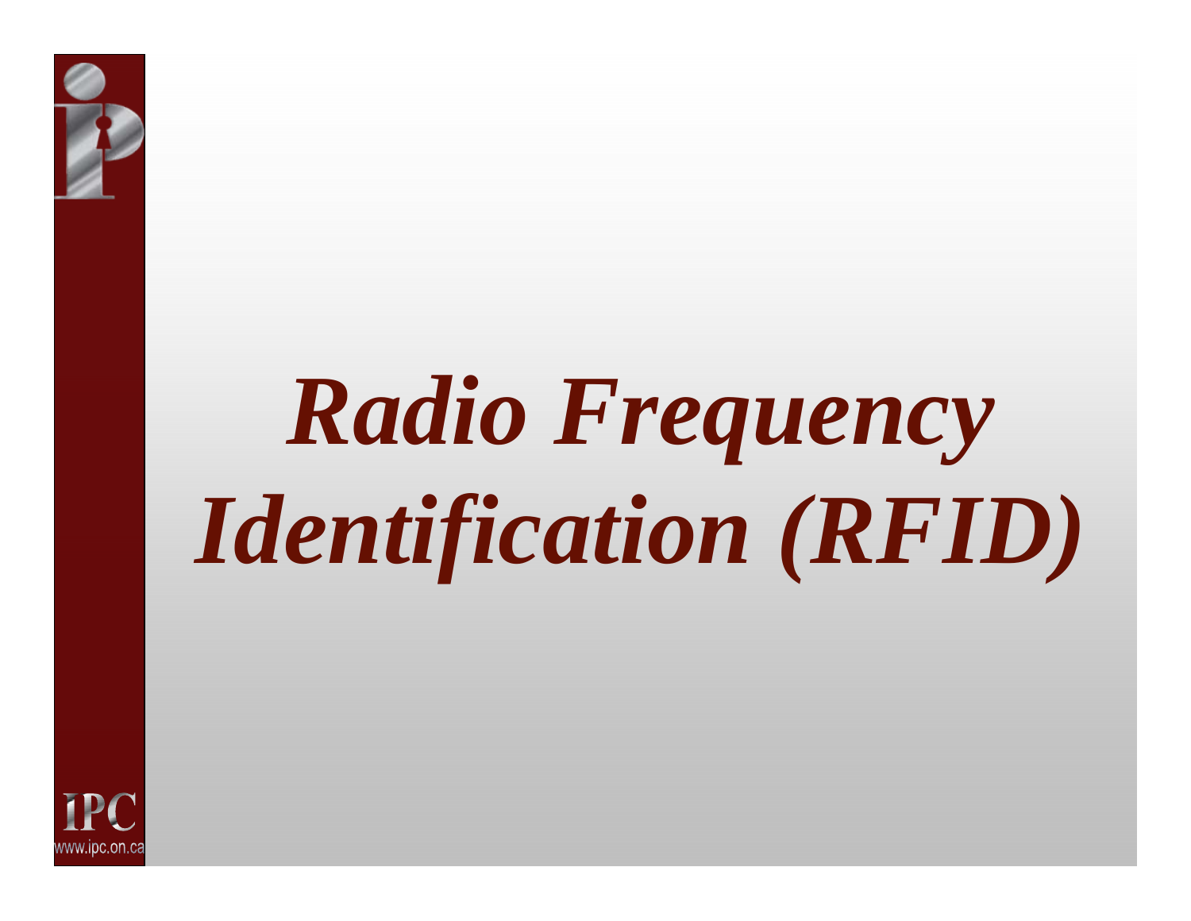# *Radio Frequency Identification (RFID)*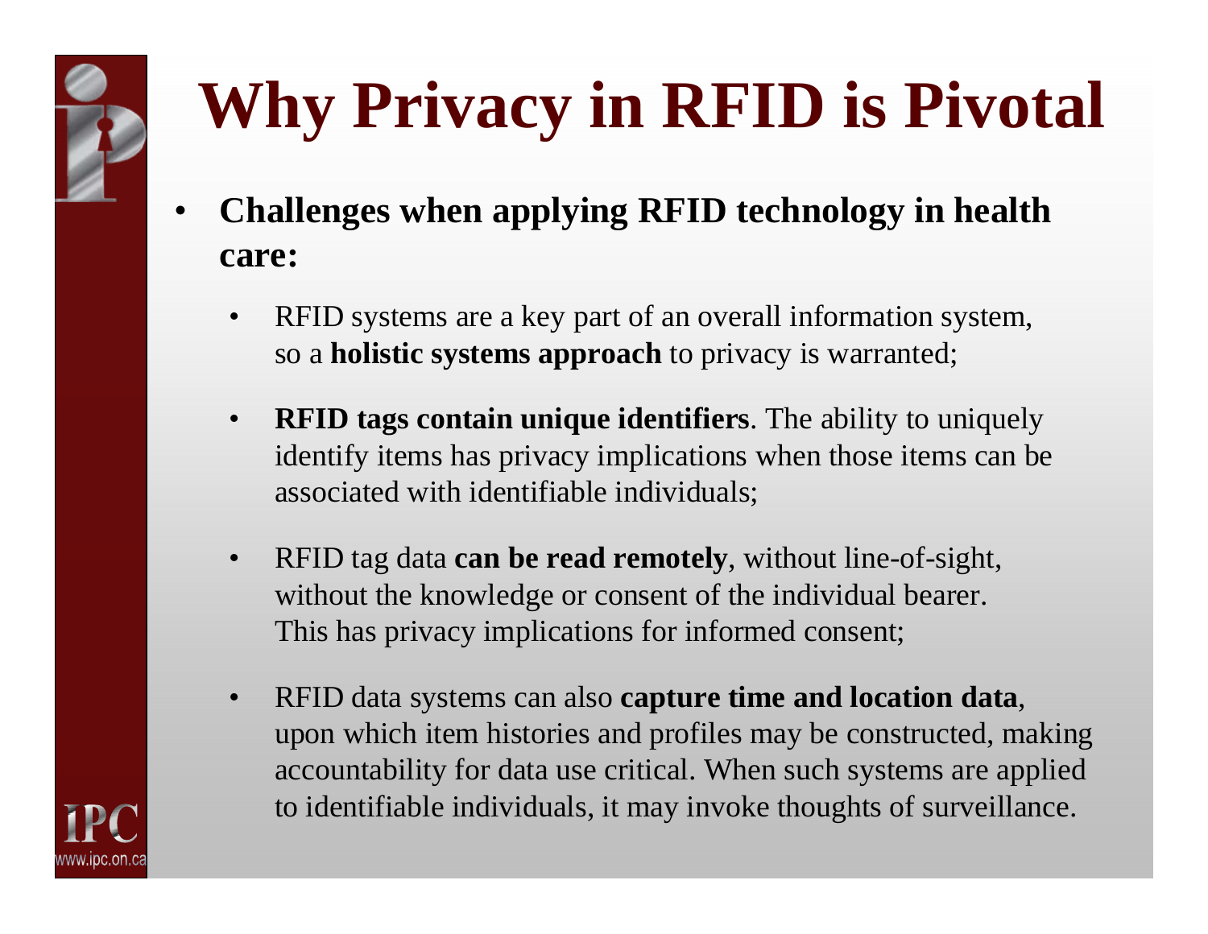# Why Privacy in RFID is Pivotal

- **Challenges when applying RFID technology in health care:**
  - RFID systems are a key part of an overall information system, so a **holistic systems approach** to privacy is warranted;
  - **RFID tags contain unique identifiers**. The ability to uniquely identify items has privacy implications when those items can be associated with identifiable individuals;
  - RFID tag data **can be read remotely**, without line-of-sight, without the knowledge or consent of the individual bearer. This has privacy implications for informed consent;
  - RFID data systems can also **capture time and location data**, upon which item histories and profiles may be constructed, making accountability for data use critical. When such systems are applied to identifiable individuals, it may invoke thoughts of surveillance.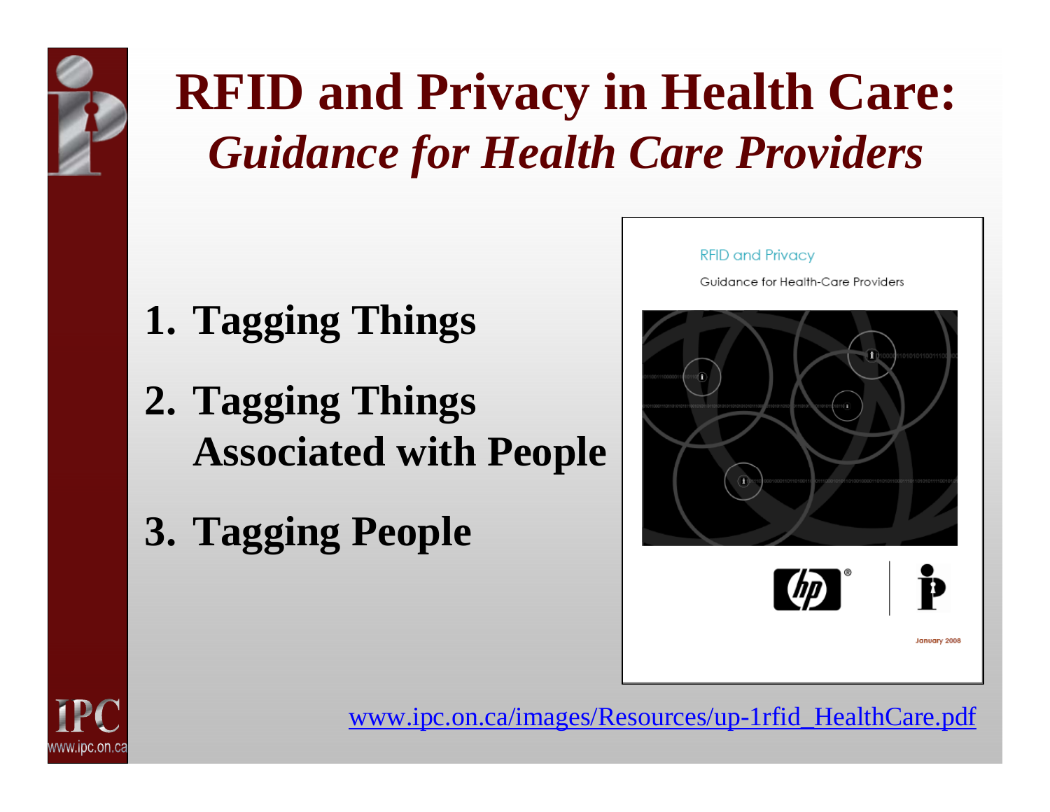# RFID and Privacy in Health Care: *Guidance for Health Care Providers*

1. **Tagging Things**
2. **Tagging Things Associated with People**
3. **Tagging People**

RFID and Privacy

Guidance for Health-Care Providers

January 2008

www.ipc.on.ca/images/Resources/up-1rfid_HealthCare.pdf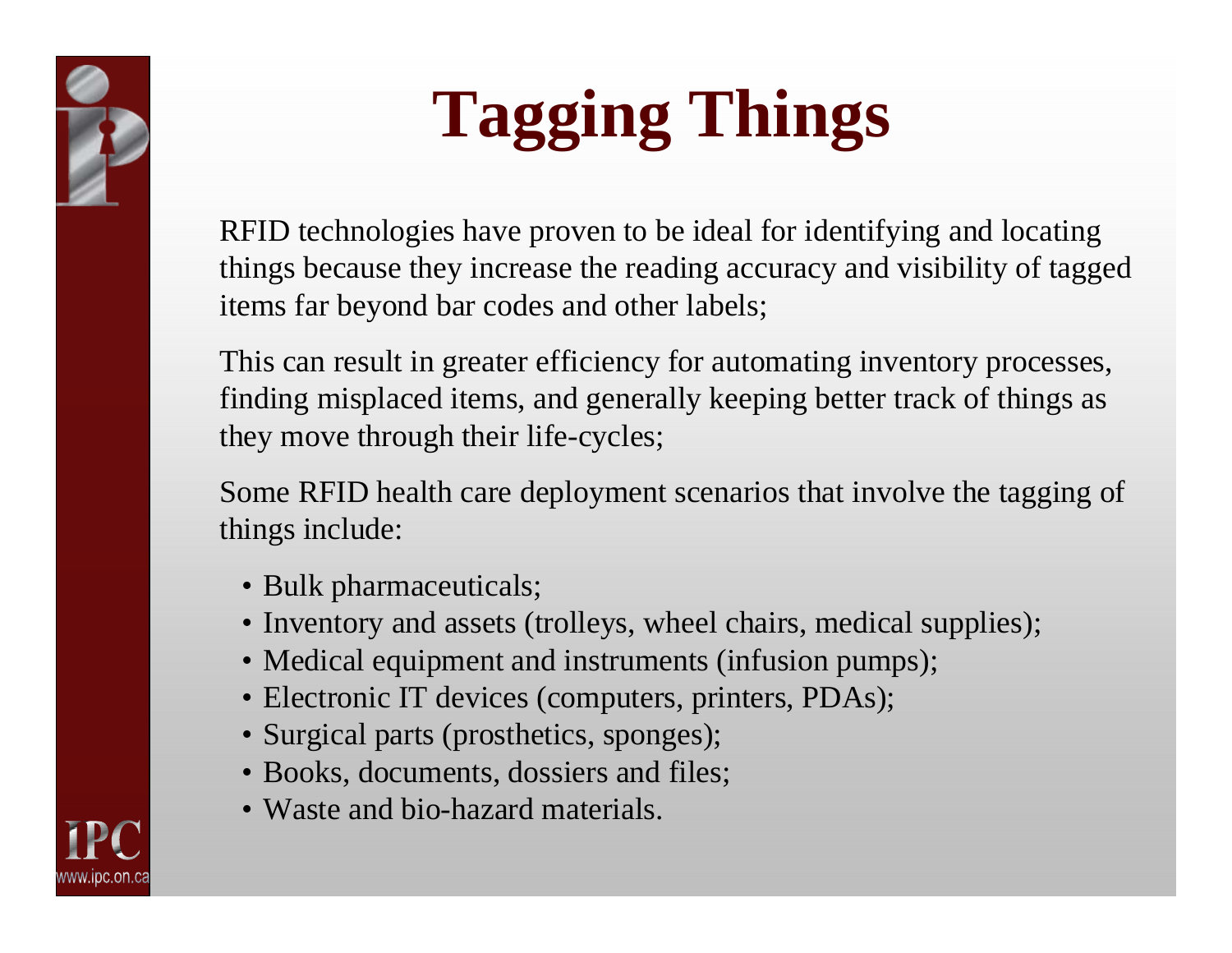# Tagging Things

RFID technologies have proven to be ideal for identifying and locating things because they increase the reading accuracy and visibility of tagged items far beyond bar codes and other labels;

This can result in greater efficiency for automating inventory processes, finding misplaced items, and generally keeping better track of things as they move through their life-cycles;

Some RFID health care deployment scenarios that involve the tagging of things include:

- Bulk pharmaceuticals;
- Inventory and assets (trolleys, wheel chairs, medical supplies);
- Medical equipment and instruments (infusion pumps);
- Electronic IT devices (computers, printers, PDAs);
- Surgical parts (prosthetics, sponges);
- Books, documents, dossiers and files;
- Waste and bio-hazard materials.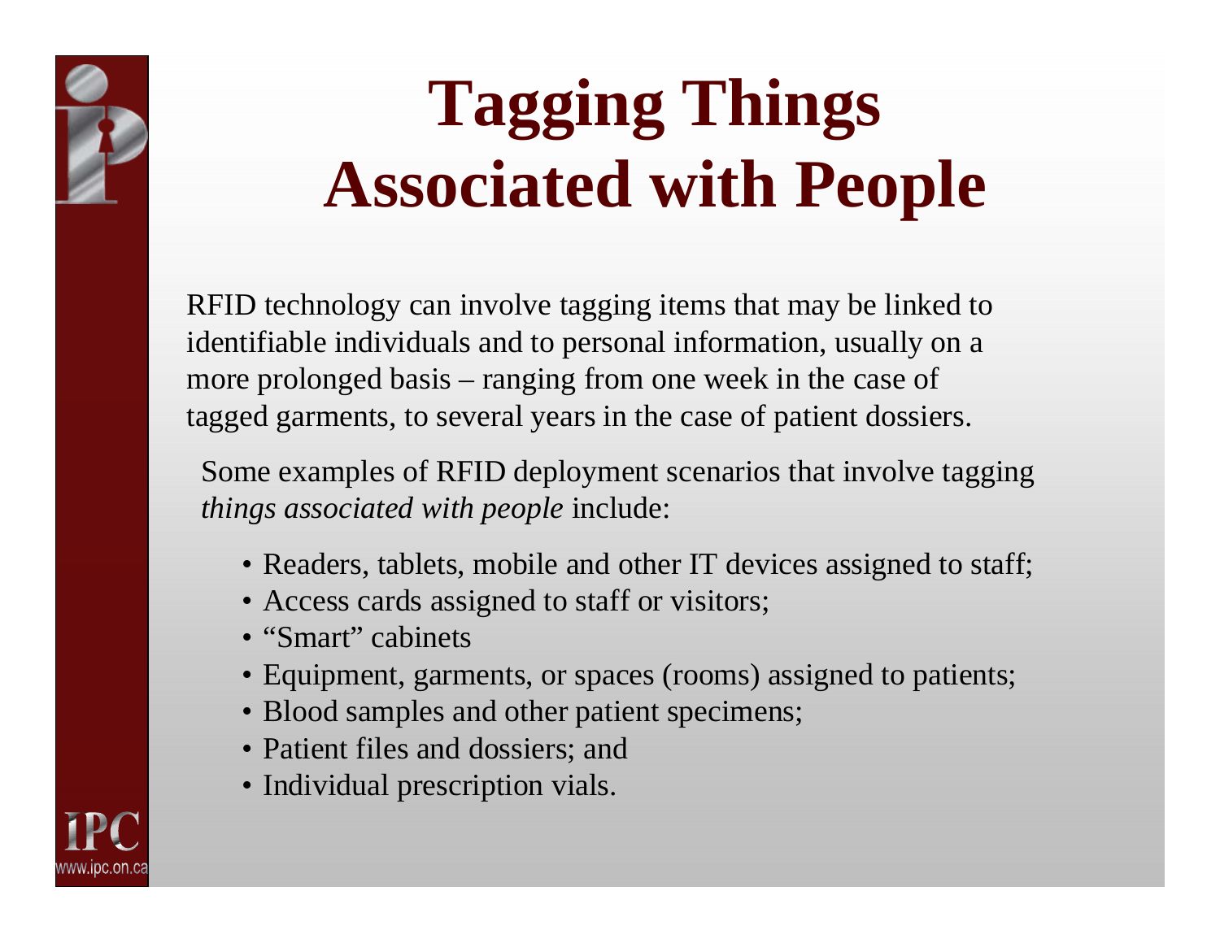# Tagging Things Associated with People

RFID technology can involve tagging items that may be linked to identifiable individuals and to personal information, usually on a more prolonged basis – ranging from one week in the case of tagged garments, to several years in the case of patient dossiers.

Some examples of RFID deployment scenarios that involve tagging *things associated with people* include:

- Readers, tablets, mobile and other IT devices assigned to staff;
- Access cards assigned to staff or visitors;
- "Smart" cabinets
- Equipment, garments, or spaces (rooms) assigned to patients;
- Blood samples and other patient specimens;
- Patient files and dossiers; and
- Individual prescription vials.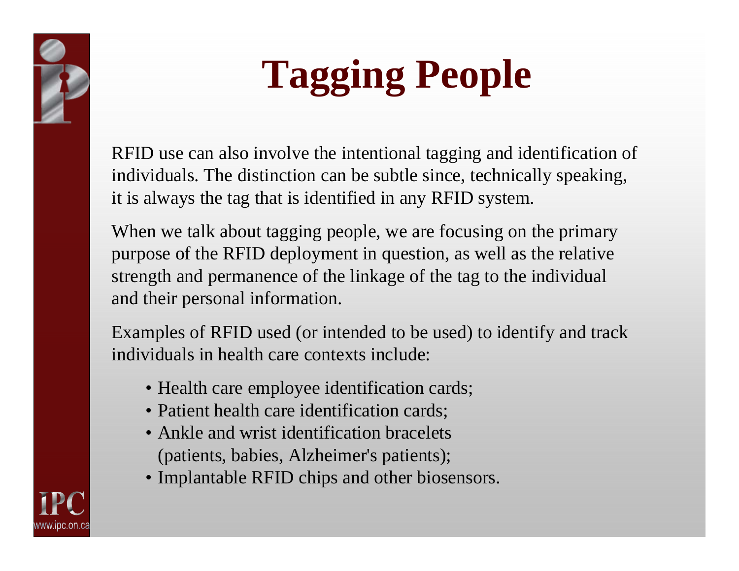# Tagging People

RFID use can also involve the intentional tagging and identification of individuals. The distinction can be subtle since, technically speaking, it is always the tag that is identified in any RFID system.

When we talk about tagging people, we are focusing on the primary purpose of the RFID deployment in question, as well as the relative strength and permanence of the linkage of the tag to the individual and their personal information.

Examples of RFID used (or intended to be used) to identify and track individuals in health care contexts include:

- Health care employee identification cards;
- Patient health care identification cards;
- Ankle and wrist identification bracelets (patients, babies, Alzheimer's patients);
- Implantable RFID chips and other biosensors.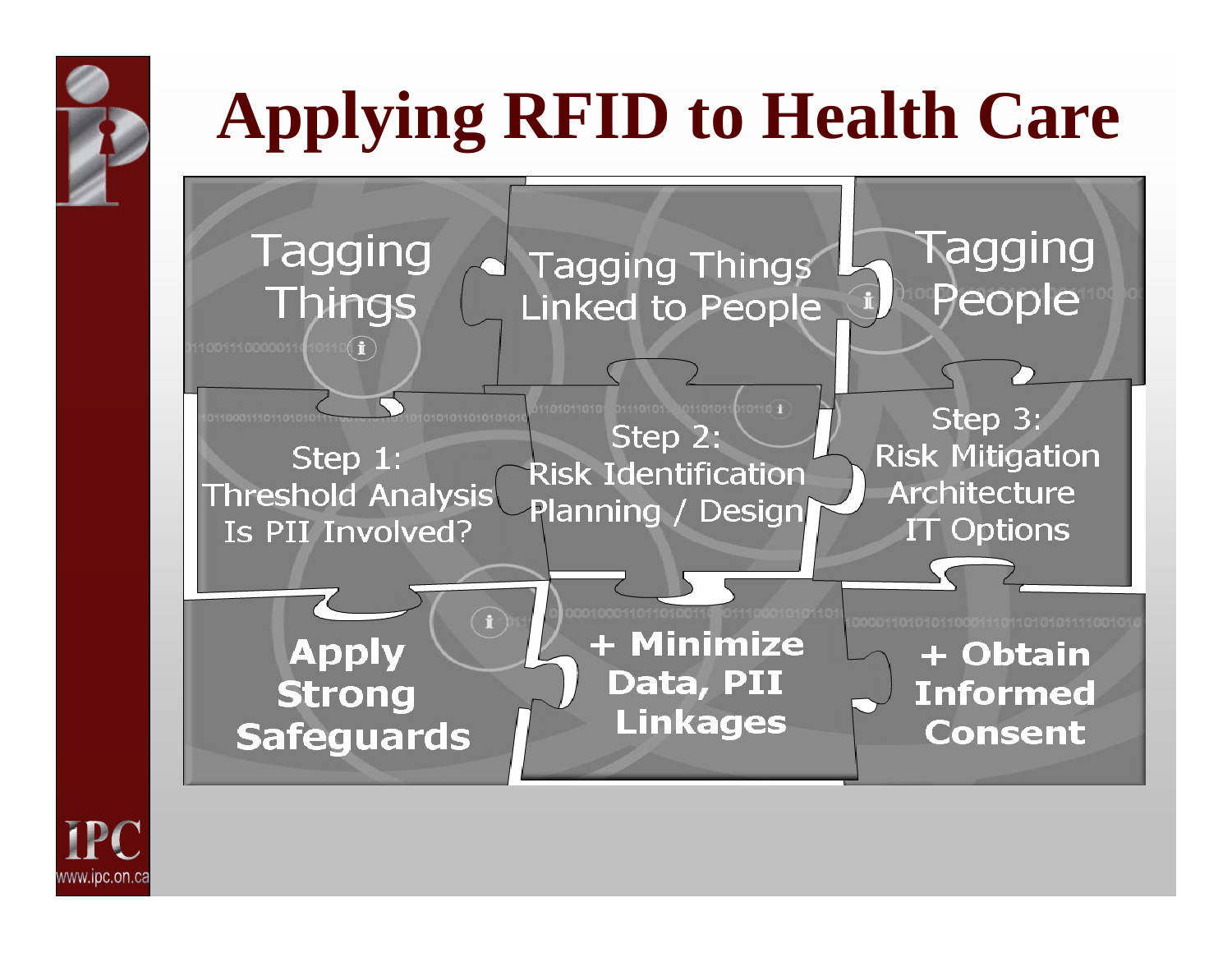# Applying RFID to Health Care

| Tagging Things | Tagging Things Linked to People | Tagging People |
|---|---|---|
| Step 1: Threshold Analysis Is PII Involved? | Step 2: Risk Identification Planning / Design | Step 3: Risk Mitigation Architecture IT Options |
| **Apply Strong Safeguards** | **+ Minimize Data, PII Linkages** | **+ Obtain Informed Consent** |

IPC
www.ipc.on.ca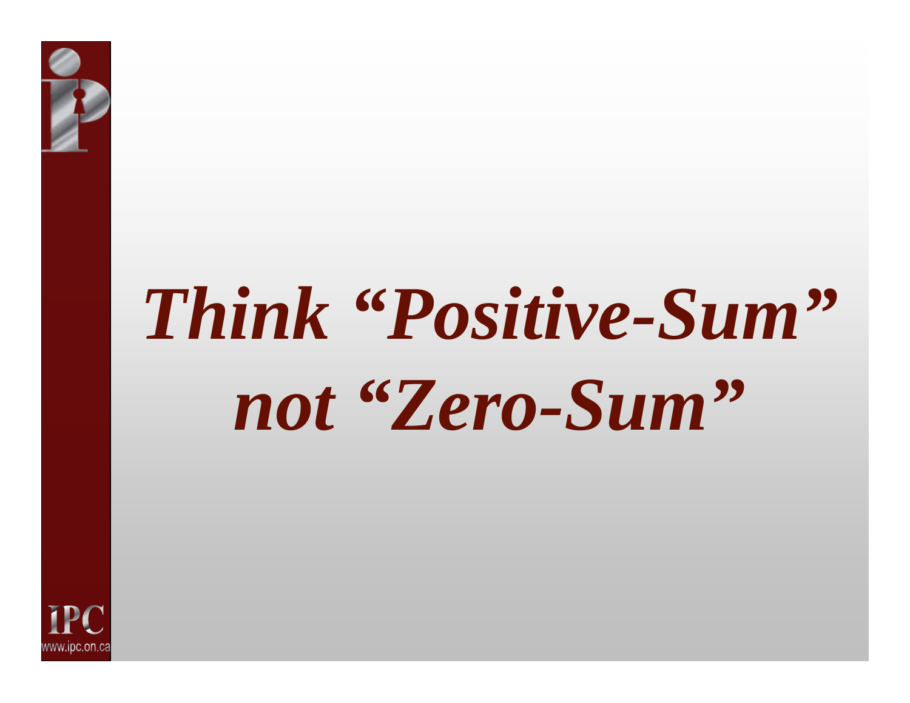# *Think "Positive-Sum" not "Zero-Sum"*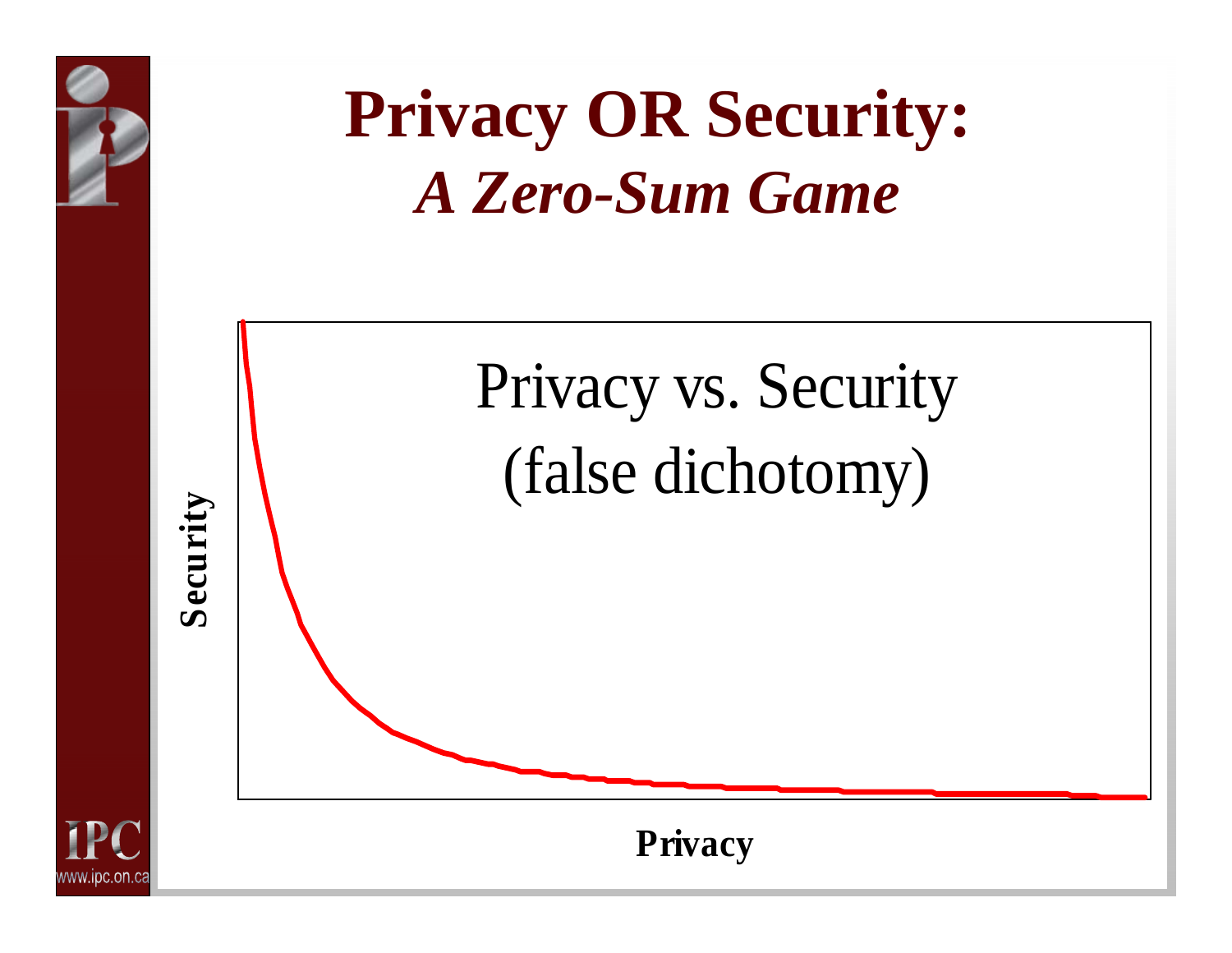# Privacy OR Security:
## *A Zero-Sum Game*

Privacy vs. Security
(false dichotomy)

**Security**

**Privacy**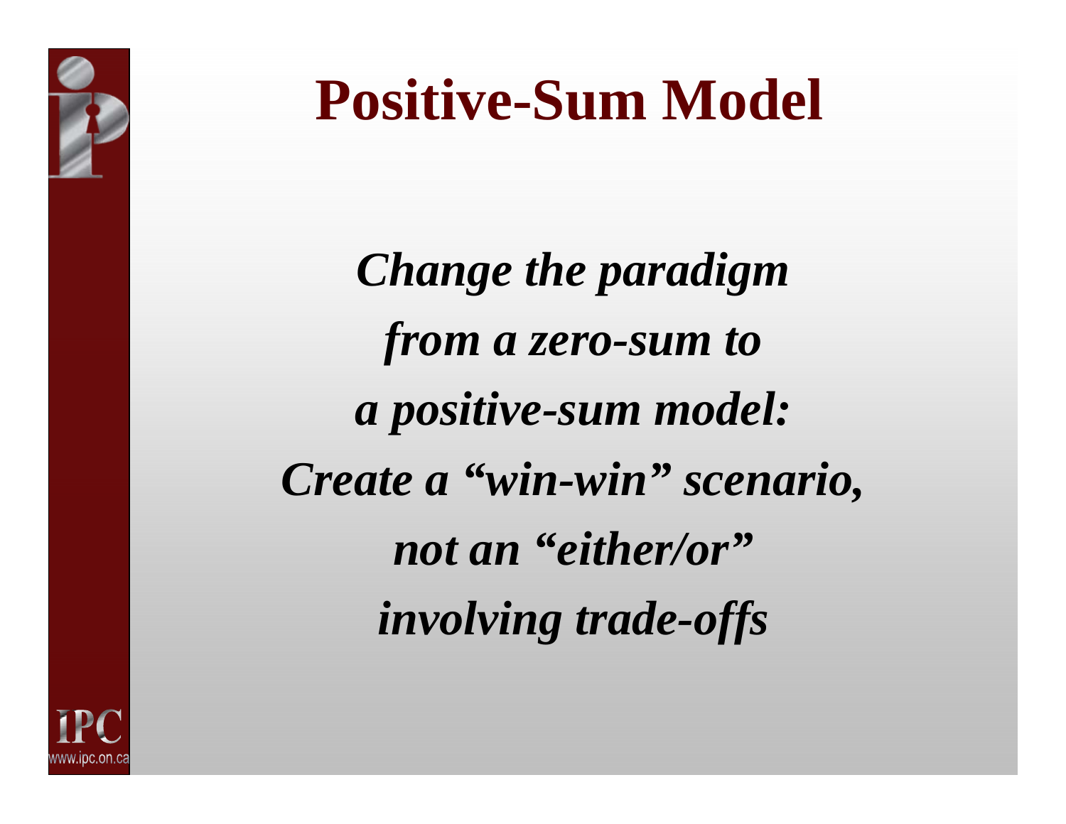# Positive-Sum Model

*Change the paradigm*
*from a zero-sum to*
*a positive-sum model:*
*Create a "win-win" scenario,*
*not an "either/or"*
*involving trade-offs*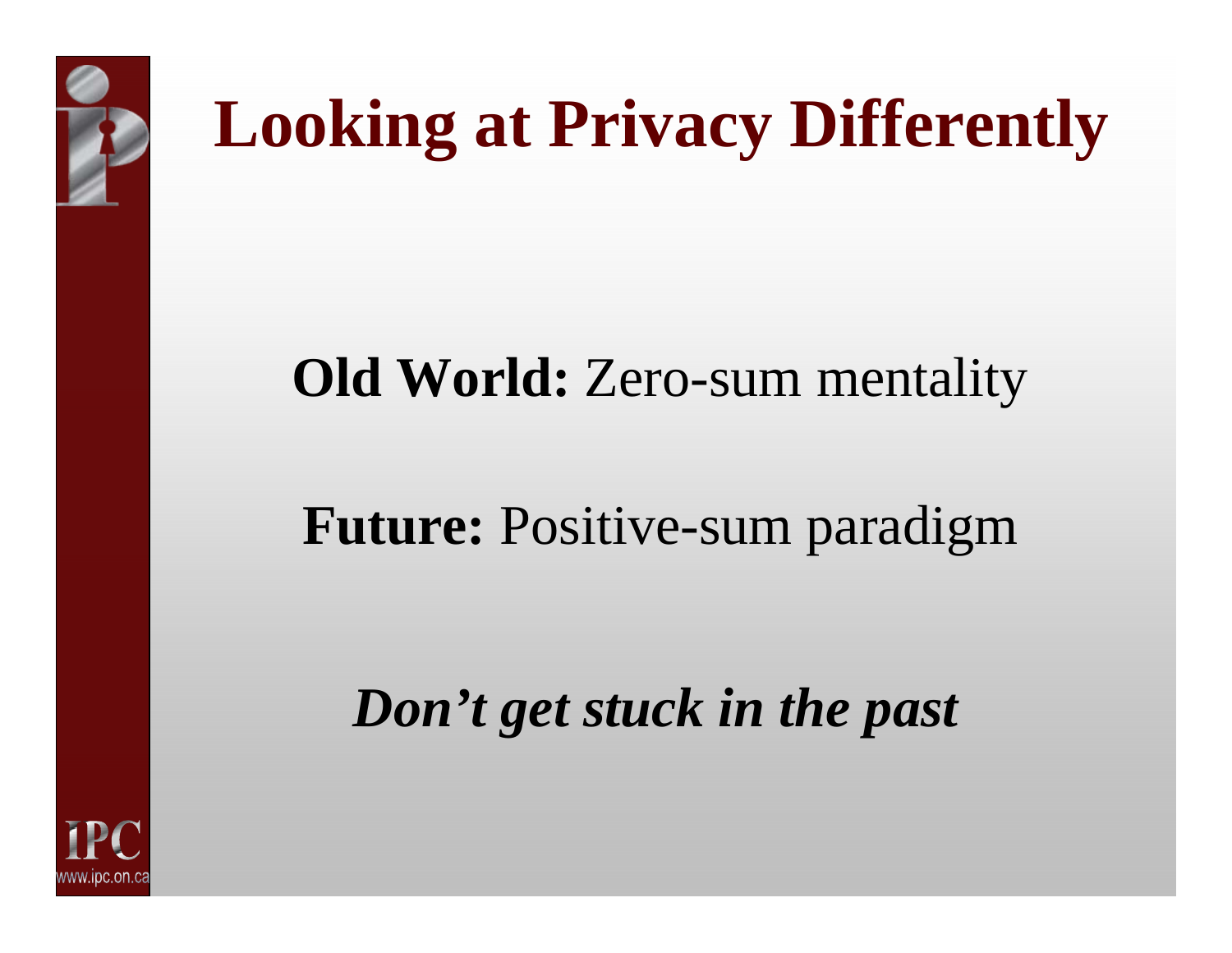# Looking at Privacy Differently

**Old World:** Zero-sum mentality

**Future:** Positive-sum paradigm

***Don't get stuck in the past***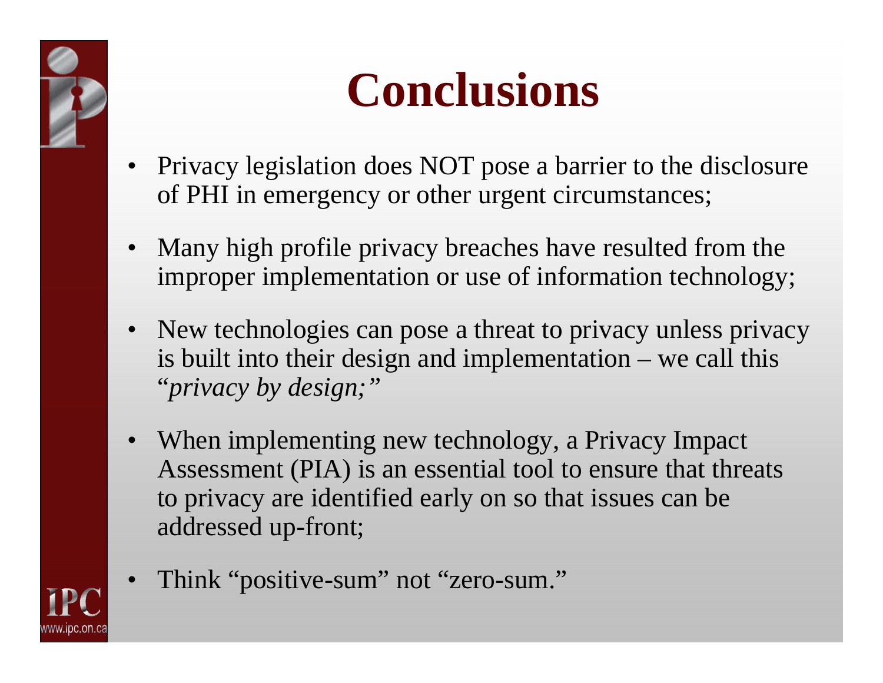# Conclusions

- Privacy legislation does NOT pose a barrier to the disclosure of PHI in emergency or other urgent circumstances;
- Many high profile privacy breaches have resulted from the improper implementation or use of information technology;
- New technologies can pose a threat to privacy unless privacy is built into their design and implementation – we call this "*privacy by design;*"
- When implementing new technology, a Privacy Impact Assessment (PIA) is an essential tool to ensure that threats to privacy are identified early on so that issues can be addressed up-front;
- Think "positive-sum" not "zero-sum."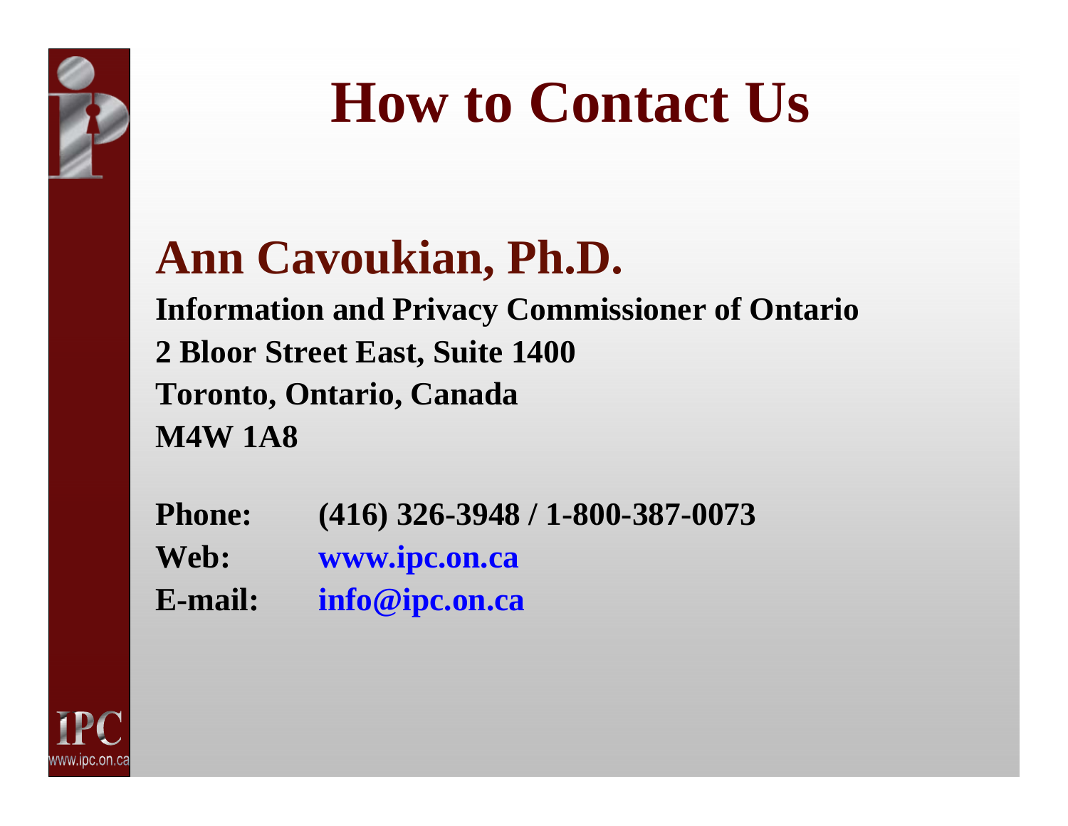# How to Contact Us

## Ann Cavoukian, Ph.D.

**Information and Privacy Commissioner of Ontario**
**2 Bloor Street East, Suite 1400**
**Toronto, Ontario, Canada**
**M4W 1A8**

**Phone:** (416) 326-3948 / 1-800-387-0073
**Web:** www.ipc.on.ca
**E-mail:** info@ipc.on.ca